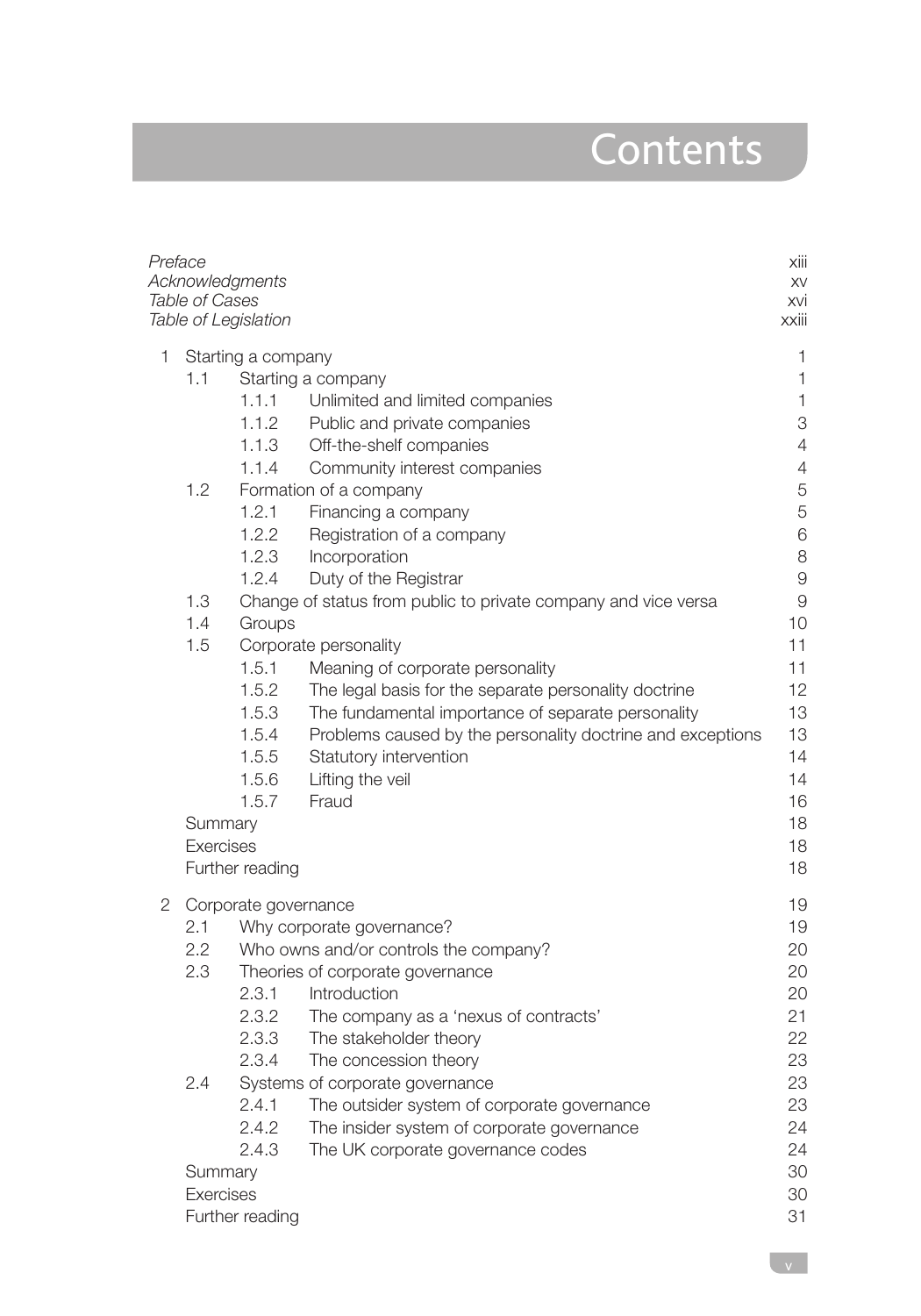# Contents

| | |
|---|---|
| *Preface* | xiii |
| *Acknowledgments* | xv |
| *Table of Cases* | xvi |
| *Table of Legislation* | xxiii |

| | | | | |
|---|---|---|---|---|
| 1 | Starting a company | | | 1 |
| | 1.1 | Starting a company | | 1 |
| | | 1.1.1 | Unlimited and limited companies | 1 |
| | | 1.1.2 | Public and private companies | 3 |
| | | 1.1.3 | Off-the-shelf companies | 4 |
| | | 1.1.4 | Community interest companies | 4 |
| | 1.2 | Formation of a company | | 5 |
| | | 1.2.1 | Financing a company | 5 |
| | | 1.2.2 | Registration of a company | 6 |
| | | 1.2.3 | Incorporation | 8 |
| | | 1.2.4 | Duty of the Registrar | 9 |
| | 1.3 | Change of status from public to private company and vice versa | | 9 |
| | 1.4 | Groups | | 10 |
| | 1.5 | Corporate personality | | 11 |
| | | 1.5.1 | Meaning of corporate personality | 11 |
| | | 1.5.2 | The legal basis for the separate personality doctrine | 12 |
| | | 1.5.3 | The fundamental importance of separate personality | 13 |
| | | 1.5.4 | Problems caused by the personality doctrine and exceptions | 13 |
| | | 1.5.5 | Statutory intervention | 14 |
| | | 1.5.6 | Lifting the veil | 14 |
| | | 1.5.7 | Fraud | 16 |
| | Summary | | | 18 |
| | Exercises | | | 18 |
| | Further reading | | | 18 |
| 2 | Corporate governance | | | 19 |
| | 2.1 | Why corporate governance? | | 19 |
| | 2.2 | Who owns and/or controls the company? | | 20 |
| | 2.3 | Theories of corporate governance | | 20 |
| | | 2.3.1 | Introduction | 20 |
| | | 2.3.2 | The company as a 'nexus of contracts' | 21 |
| | | 2.3.3 | The stakeholder theory | 22 |
| | | 2.3.4 | The concession theory | 23 |
| | 2.4 | Systems of corporate governance | | 23 |
| | | 2.4.1 | The outsider system of corporate governance | 23 |
| | | 2.4.2 | The insider system of corporate governance | 24 |
| | | 2.4.3 | The UK corporate governance codes | 24 |
| | Summary | | | 30 |
| | Exercises | | | 30 |
| | Further reading | | | 31 |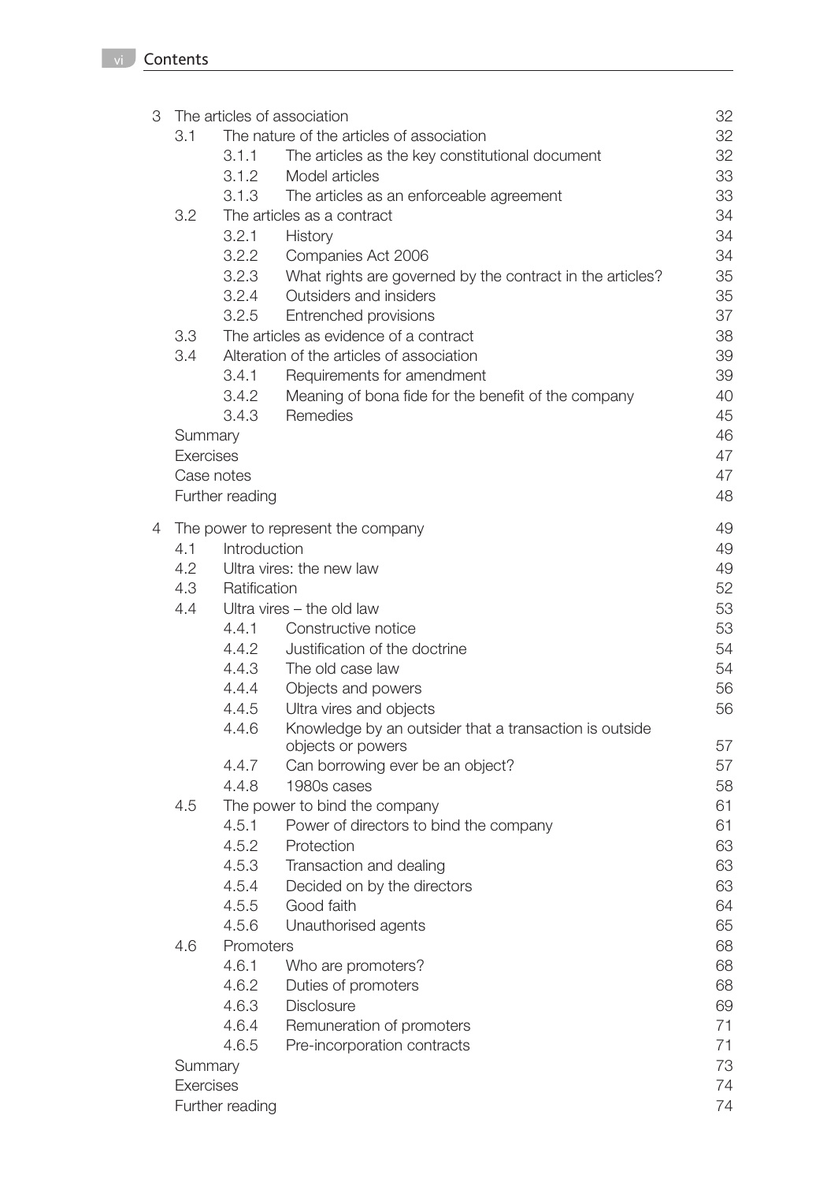| | | | |
|---|---|---|---|
| 3 | The articles of association | | 32 |
| | 3.1 | The nature of the articles of association | 32 |
| | | 3.1.1 The articles as the key constitutional document | 32 |
| | | 3.1.2 Model articles | 33 |
| | | 3.1.3 The articles as an enforceable agreement | 33 |
| | 3.2 | The articles as a contract | 34 |
| | | 3.2.1 History | 34 |
| | | 3.2.2 Companies Act 2006 | 34 |
| | | 3.2.3 What rights are governed by the contract in the articles? | 35 |
| | | 3.2.4 Outsiders and insiders | 35 |
| | | 3.2.5 Entrenched provisions | 37 |
| | 3.3 | The articles as evidence of a contract | 38 |
| | 3.4 | Alteration of the articles of association | 39 |
| | | 3.4.1 Requirements for amendment | 39 |
| | | 3.4.2 Meaning of bona fide for the benefit of the company | 40 |
| | | 3.4.3 Remedies | 45 |
| | Summary | | 46 |
| | Exercises | | 47 |
| | Case notes | | 47 |
| | Further reading | | 48 |
| 4 | The power to represent the company | | 49 |
| | 4.1 | Introduction | 49 |
| | 4.2 | Ultra vires: the new law | 49 |
| | 4.3 | Ratification | 52 |
| | 4.4 | Ultra vires – the old law | 53 |
| | | 4.4.1 Constructive notice | 53 |
| | | 4.4.2 Justification of the doctrine | 54 |
| | | 4.4.3 The old case law | 54 |
| | | 4.4.4 Objects and powers | 56 |
| | | 4.4.5 Ultra vires and objects | 56 |
| | | 4.4.6 Knowledge by an outsider that a transaction is outside objects or powers | 57 |
| | | 4.4.7 Can borrowing ever be an object? | 57 |
| | | 4.4.8 1980s cases | 58 |
| | 4.5 | The power to bind the company | 61 |
| | | 4.5.1 Power of directors to bind the company | 61 |
| | | 4.5.2 Protection | 63 |
| | | 4.5.3 Transaction and dealing | 63 |
| | | 4.5.4 Decided on by the directors | 63 |
| | | 4.5.5 Good faith | 64 |
| | | 4.5.6 Unauthorised agents | 65 |
| | 4.6 | Promoters | 68 |
| | | 4.6.1 Who are promoters? | 68 |
| | | 4.6.2 Duties of promoters | 68 |
| | | 4.6.3 Disclosure | 69 |
| | | 4.6.4 Remuneration of promoters | 71 |
| | | 4.6.5 Pre-incorporation contracts | 71 |
| | Summary | | 73 |
| | Exercises | | 74 |
| | Further reading | | 74 |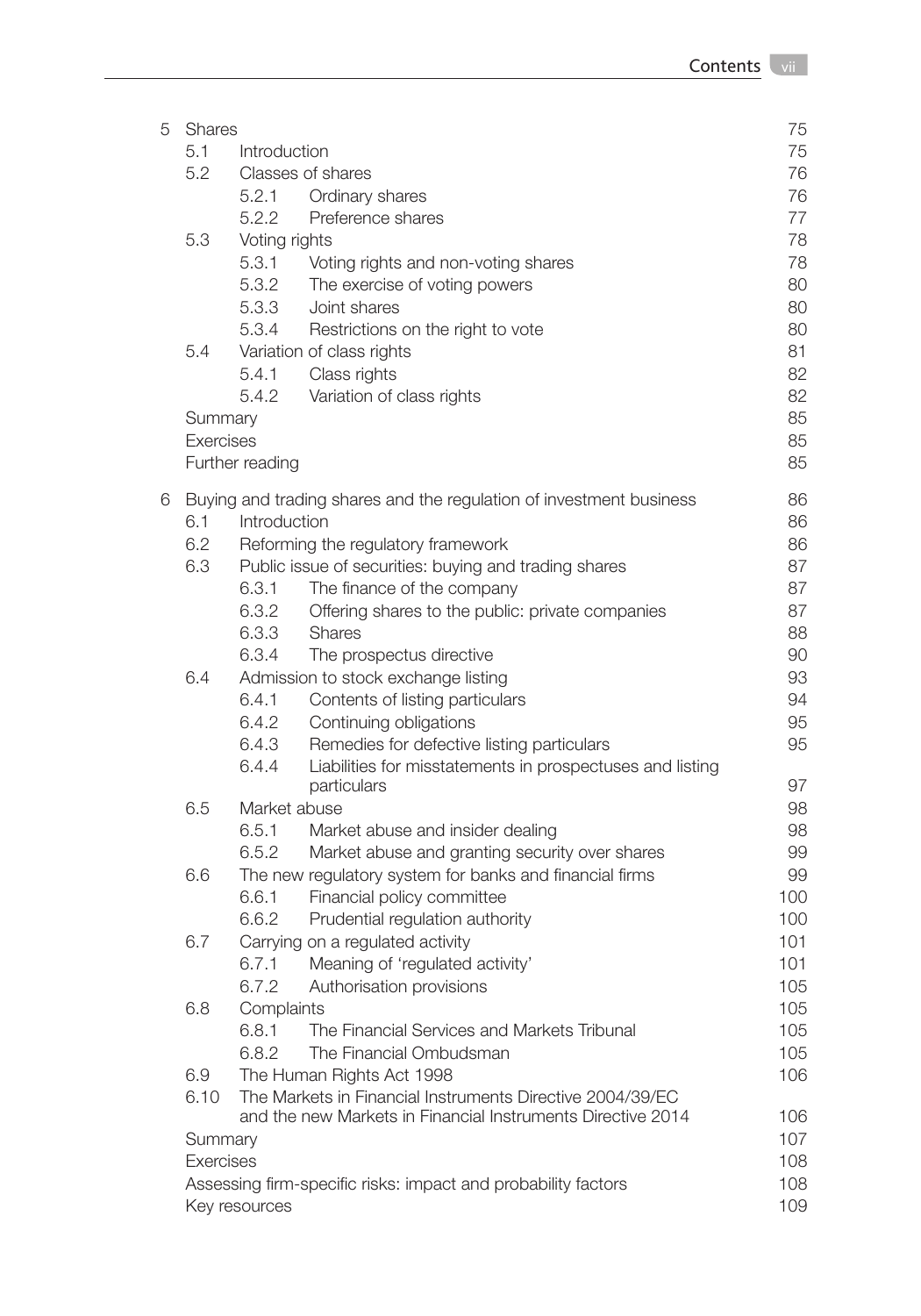| | | | |
|---|---|---|---|
| 5 | Shares | | 75 |
| | 5.1 | Introduction | 75 |
| | 5.2 | Classes of shares | 76 |
| | | 5.2.1 Ordinary shares | 76 |
| | | 5.2.2 Preference shares | 77 |
| | 5.3 | Voting rights | 78 |
| | | 5.3.1 Voting rights and non-voting shares | 78 |
| | | 5.3.2 The exercise of voting powers | 80 |
| | | 5.3.3 Joint shares | 80 |
| | | 5.3.4 Restrictions on the right to vote | 80 |
| | 5.4 | Variation of class rights | 81 |
| | | 5.4.1 Class rights | 82 |
| | | 5.4.2 Variation of class rights | 82 |
| | Summary | | 85 |
| | Exercises | | 85 |
| | Further reading | | 85 |
| 6 | Buying and trading shares and the regulation of investment business | | 86 |
| | 6.1 | Introduction | 86 |
| | 6.2 | Reforming the regulatory framework | 86 |
| | 6.3 | Public issue of securities: buying and trading shares | 87 |
| | | 6.3.1 The finance of the company | 87 |
| | | 6.3.2 Offering shares to the public: private companies | 87 |
| | | 6.3.3 Shares | 88 |
| | | 6.3.4 The prospectus directive | 90 |
| | 6.4 | Admission to stock exchange listing | 93 |
| | | 6.4.1 Contents of listing particulars | 94 |
| | | 6.4.2 Continuing obligations | 95 |
| | | 6.4.3 Remedies for defective listing particulars | 95 |
| | | 6.4.4 Liabilities for misstatements in prospectuses and listing particulars | 97 |
| | 6.5 | Market abuse | 98 |
| | | 6.5.1 Market abuse and insider dealing | 98 |
| | | 6.5.2 Market abuse and granting security over shares | 99 |
| | 6.6 | The new regulatory system for banks and financial firms | 99 |
| | | 6.6.1 Financial policy committee | 100 |
| | | 6.6.2 Prudential regulation authority | 100 |
| | 6.7 | Carrying on a regulated activity | 101 |
| | | 6.7.1 Meaning of 'regulated activity' | 101 |
| | | 6.7.2 Authorisation provisions | 105 |
| | 6.8 | Complaints | 105 |
| | | 6.8.1 The Financial Services and Markets Tribunal | 105 |
| | | 6.8.2 The Financial Ombudsman | 105 |
| | 6.9 | The Human Rights Act 1998 | 106 |
| | 6.10 | The Markets in Financial Instruments Directive 2004/39/EC and the new Markets in Financial Instruments Directive 2014 | 106 |
| | Summary | | 107 |
| | Exercises | | 108 |
| | Assessing firm-specific risks: impact and probability factors | | 108 |
| | Key resources | | 109 |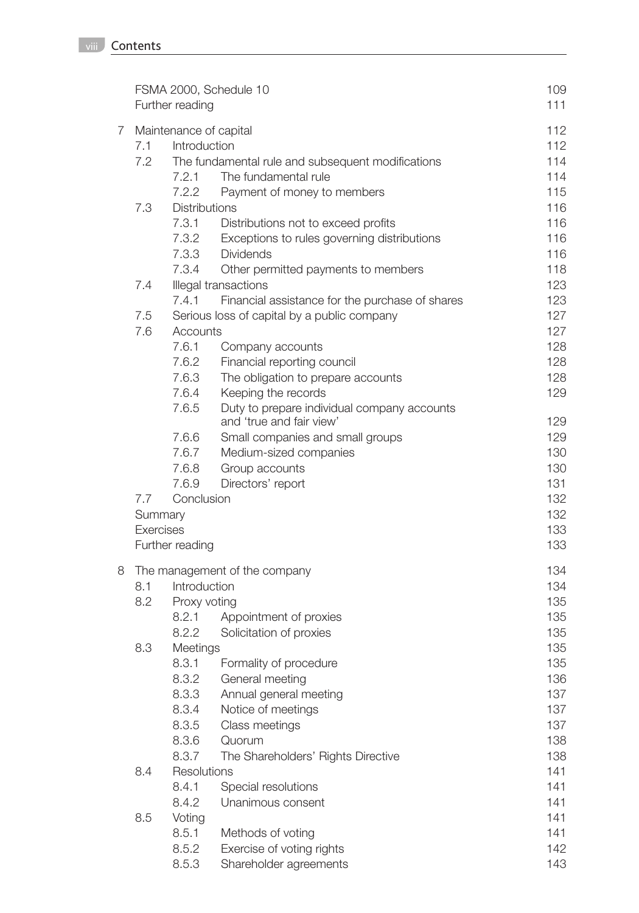| | | | |
|---|---|---|---|
| | FSMA 2000, Schedule 10 | | 109 |
| | Further reading | | 111 |
| **7** | **Maintenance of capital** | | **112** |
| | 7.1 | Introduction | 112 |
| | 7.2 | The fundamental rule and subsequent modifications | 114 |
| | | 7.2.1 The fundamental rule | 114 |
| | | 7.2.2 Payment of money to members | 115 |
| | 7.3 | Distributions | 116 |
| | | 7.3.1 Distributions not to exceed profits | 116 |
| | | 7.3.2 Exceptions to rules governing distributions | 116 |
| | | 7.3.3 Dividends | 116 |
| | | 7.3.4 Other permitted payments to members | 118 |
| | 7.4 | Illegal transactions | 123 |
| | | 7.4.1 Financial assistance for the purchase of shares | 123 |
| | 7.5 | Serious loss of capital by a public company | 127 |
| | 7.6 | Accounts | 127 |
| | | 7.6.1 Company accounts | 128 |
| | | 7.6.2 Financial reporting council | 128 |
| | | 7.6.3 The obligation to prepare accounts | 128 |
| | | 7.6.4 Keeping the records | 129 |
| | | 7.6.5 Duty to prepare individual company accounts and 'true and fair view' | 129 |
| | | 7.6.6 Small companies and small groups | 129 |
| | | 7.6.7 Medium-sized companies | 130 |
| | | 7.6.8 Group accounts | 130 |
| | | 7.6.9 Directors' report | 131 |
| | 7.7 | Conclusion | 132 |
| | Summary | | 132 |
| | Exercises | | 133 |
| | Further reading | | 133 |
| **8** | **The management of the company** | | **134** |
| | 8.1 | Introduction | 134 |
| | 8.2 | Proxy voting | 135 |
| | | 8.2.1 Appointment of proxies | 135 |
| | | 8.2.2 Solicitation of proxies | 135 |
| | 8.3 | Meetings | 135 |
| | | 8.3.1 Formality of procedure | 135 |
| | | 8.3.2 General meeting | 136 |
| | | 8.3.3 Annual general meeting | 137 |
| | | 8.3.4 Notice of meetings | 137 |
| | | 8.3.5 Class meetings | 137 |
| | | 8.3.6 Quorum | 138 |
| | | 8.3.7 The Shareholders' Rights Directive | 138 |
| | 8.4 | Resolutions | 141 |
| | | 8.4.1 Special resolutions | 141 |
| | | 8.4.2 Unanimous consent | 141 |
| | 8.5 | Voting | 141 |
| | | 8.5.1 Methods of voting | 141 |
| | | 8.5.2 Exercise of voting rights | 142 |
| | | 8.5.3 Shareholder agreements | 143 |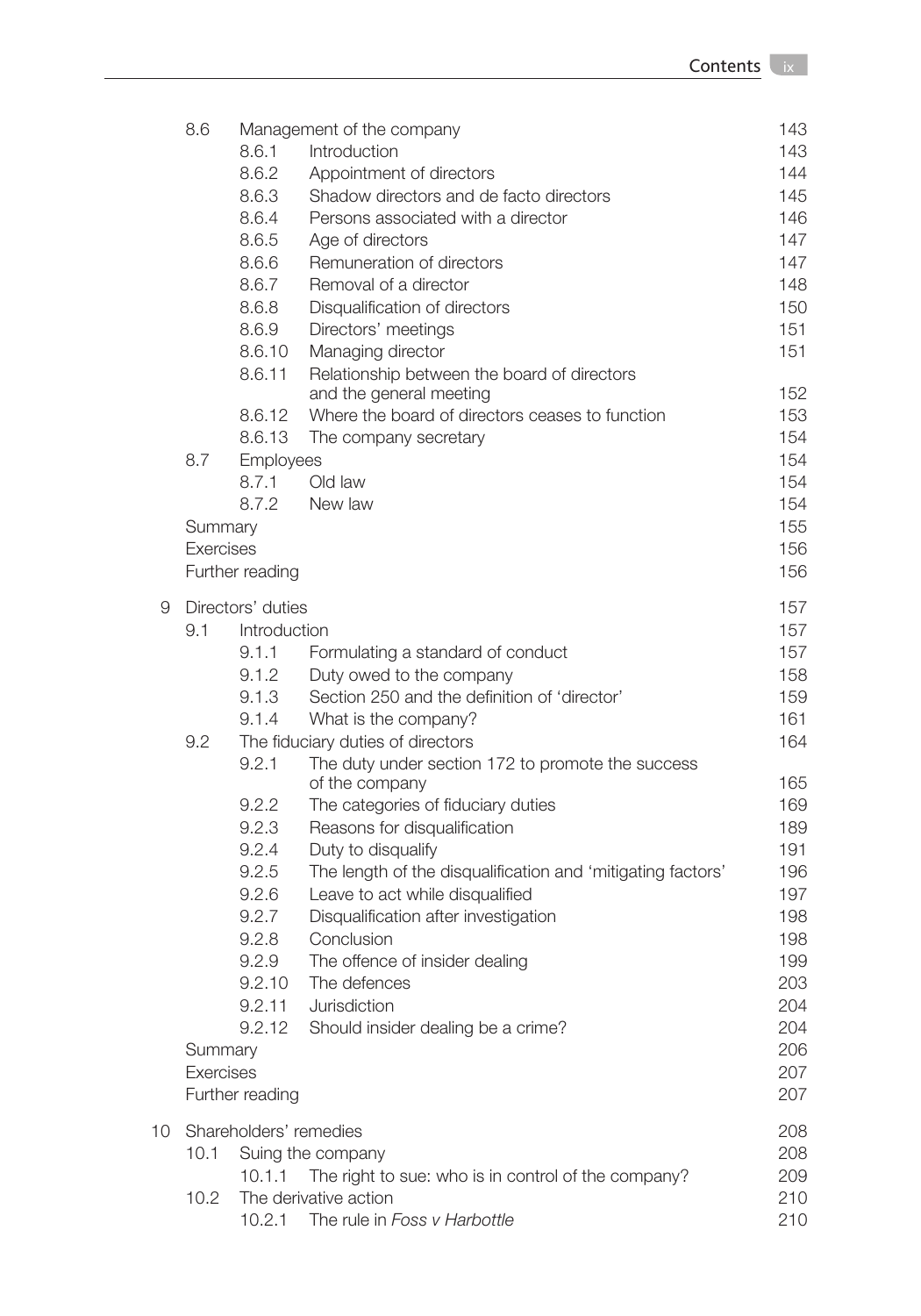| | | | |
|---|---|---|---|
| 8.6 | Management of the company | | 143 |
| | 8.6.1 | Introduction | 143 |
| | 8.6.2 | Appointment of directors | 144 |
| | 8.6.3 | Shadow directors and de facto directors | 145 |
| | 8.6.4 | Persons associated with a director | 146 |
| | 8.6.5 | Age of directors | 147 |
| | 8.6.6 | Remuneration of directors | 147 |
| | 8.6.7 | Removal of a director | 148 |
| | 8.6.8 | Disqualification of directors | 150 |
| | 8.6.9 | Directors' meetings | 151 |
| | 8.6.10 | Managing director | 151 |
| | 8.6.11 | Relationship between the board of directors and the general meeting | 152 |
| | 8.6.12 | Where the board of directors ceases to function | 153 |
| | 8.6.13 | The company secretary | 154 |
| 8.7 | Employees | | 154 |
| | 8.7.1 | Old law | 154 |
| | 8.7.2 | New law | 154 |
| Summary | | | 155 |
| Exercises | | | 156 |
| Further reading | | | 156 |

| | | | |
|---|---|---|---|
| **9** | **Directors' duties** | | 157 |
| 9.1 | Introduction | | 157 |
| | 9.1.1 | Formulating a standard of conduct | 157 |
| | 9.1.2 | Duty owed to the company | 158 |
| | 9.1.3 | Section 250 and the definition of 'director' | 159 |
| | 9.1.4 | What is the company? | 161 |
| 9.2 | The fiduciary duties of directors | | 164 |
| | 9.2.1 | The duty under section 172 to promote the success of the company | 165 |
| | 9.2.2 | The categories of fiduciary duties | 169 |
| | 9.2.3 | Reasons for disqualification | 189 |
| | 9.2.4 | Duty to disqualify | 191 |
| | 9.2.5 | The length of the disqualification and 'mitigating factors' | 196 |
| | 9.2.6 | Leave to act while disqualified | 197 |
| | 9.2.7 | Disqualification after investigation | 198 |
| | 9.2.8 | Conclusion | 198 |
| | 9.2.9 | The offence of insider dealing | 199 |
| | 9.2.10 | The defences | 203 |
| | 9.2.11 | Jurisdiction | 204 |
| | 9.2.12 | Should insider dealing be a crime? | 204 |
| Summary | | | 206 |
| Exercises | | | 207 |
| Further reading | | | 207 |

| | | | |
|---|---|---|---|
| **10** | **Shareholders' remedies** | | 208 |
| 10.1 | Suing the company | | 208 |
| | 10.1.1 | The right to sue: who is in control of the company? | 209 |
| 10.2 | The derivative action | | 210 |
| | 10.2.1 | The rule in *Foss v Harbottle* | 210 |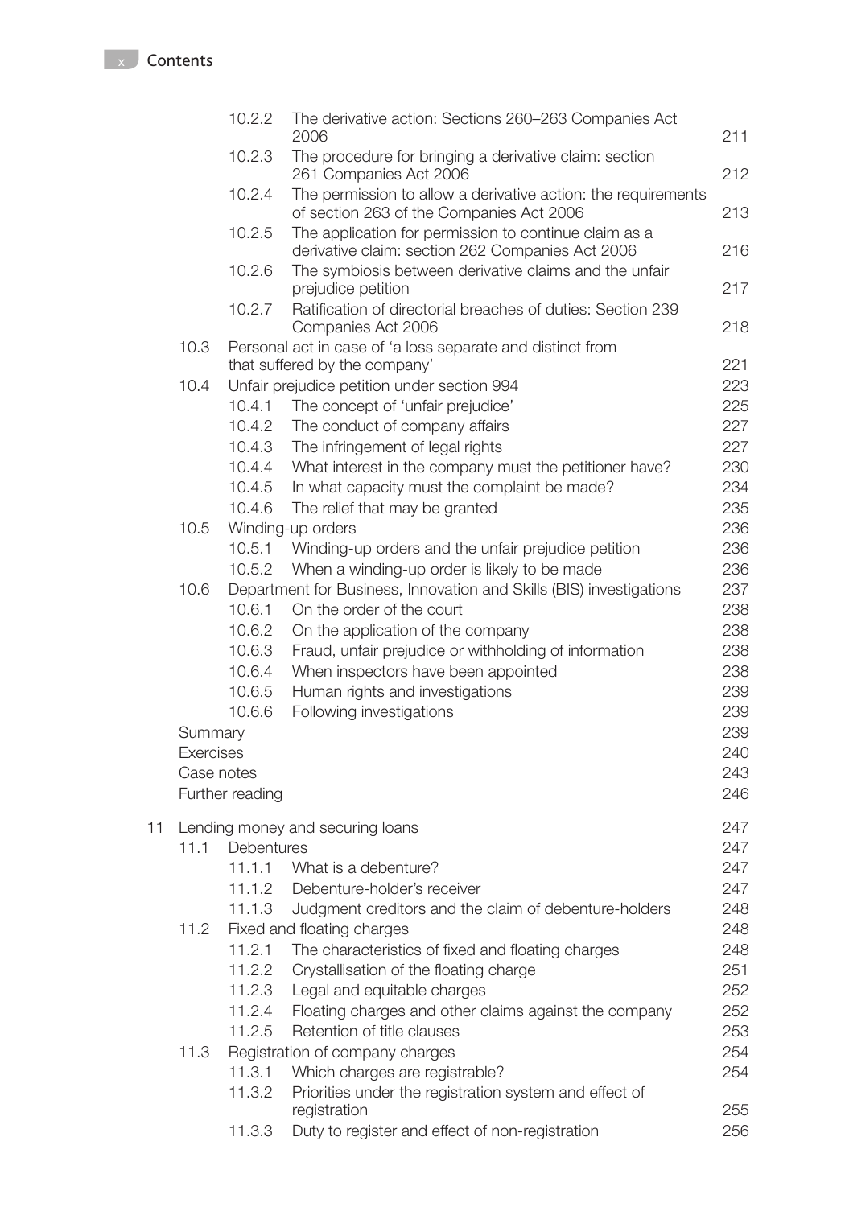|  |  |  |  |
|---|---|---|---|
|  | 10.2.2 | The derivative action: Sections 260–263 Companies Act 2006 | 211 |
|  | 10.2.3 | The procedure for bringing a derivative claim: section 261 Companies Act 2006 | 212 |
|  | 10.2.4 | The permission to allow a derivative action: the requirements of section 263 of the Companies Act 2006 | 213 |
|  | 10.2.5 | The application for permission to continue claim as a derivative claim: section 262 Companies Act 2006 | 216 |
|  | 10.2.6 | The symbiosis between derivative claims and the unfair prejudice petition | 217 |
|  | 10.2.7 | Ratification of directorial breaches of duties: Section 239 Companies Act 2006 | 218 |
| 10.3 | Personal act in case of 'a loss separate and distinct from that suffered by the company' |  | 221 |
| 10.4 | Unfair prejudice petition under section 994 |  | 223 |
|  | 10.4.1 | The concept of 'unfair prejudice' | 225 |
|  | 10.4.2 | The conduct of company affairs | 227 |
|  | 10.4.3 | The infringement of legal rights | 227 |
|  | 10.4.4 | What interest in the company must the petitioner have? | 230 |
|  | 10.4.5 | In what capacity must the complaint be made? | 234 |
|  | 10.4.6 | The relief that may be granted | 235 |
| 10.5 | Winding-up orders |  | 236 |
|  | 10.5.1 | Winding-up orders and the unfair prejudice petition | 236 |
|  | 10.5.2 | When a winding-up order is likely to be made | 236 |
| 10.6 | Department for Business, Innovation and Skills (BIS) investigations |  | 237 |
|  | 10.6.1 | On the order of the court | 238 |
|  | 10.6.2 | On the application of the company | 238 |
|  | 10.6.3 | Fraud, unfair prejudice or withholding of information | 238 |
|  | 10.6.4 | When inspectors have been appointed | 238 |
|  | 10.6.5 | Human rights and investigations | 239 |
|  | 10.6.6 | Following investigations | 239 |
| Summary |  |  | 239 |
| Exercises |  |  | 240 |
| Case notes |  |  | 243 |
| Further reading |  |  | 246 |

**11 Lending money and securing loans** — 247

|  |  |  |  |
|---|---|---|---|
| 11.1 | Debentures |  | 247 |
|  | 11.1.1 | What is a debenture? | 247 |
|  | 11.1.2 | Debenture-holder's receiver | 247 |
|  | 11.1.3 | Judgment creditors and the claim of debenture-holders | 248 |
| 11.2 | Fixed and floating charges |  | 248 |
|  | 11.2.1 | The characteristics of fixed and floating charges | 248 |
|  | 11.2.2 | Crystallisation of the floating charge | 251 |
|  | 11.2.3 | Legal and equitable charges | 252 |
|  | 11.2.4 | Floating charges and other claims against the company | 252 |
|  | 11.2.5 | Retention of title clauses | 253 |
| 11.3 | Registration of company charges |  | 254 |
|  | 11.3.1 | Which charges are registrable? | 254 |
|  | 11.3.2 | Priorities under the registration system and effect of registration | 255 |
|  | 11.3.3 | Duty to register and effect of non-registration | 256 |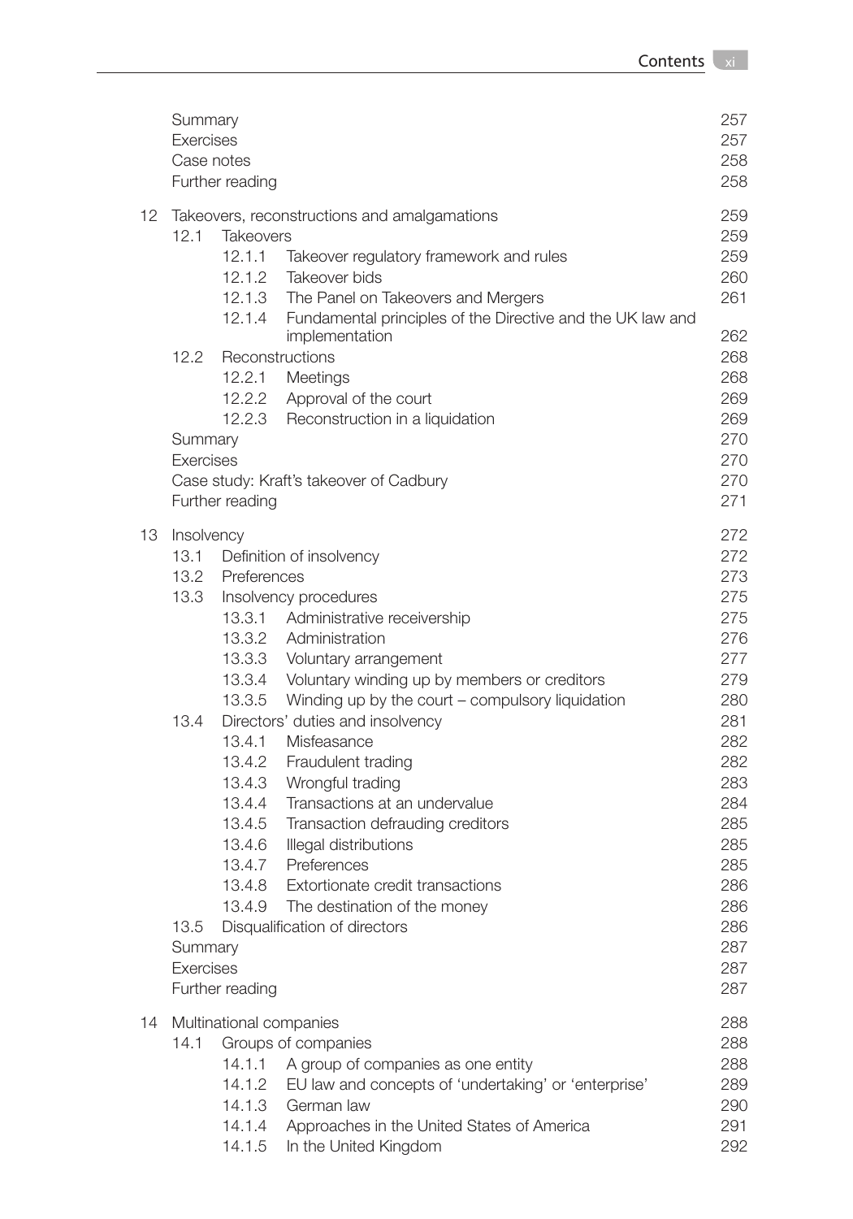| | | |
|---|---|---|
| | Summary | 257 |
| | Exercises | 257 |
| | Case notes | 258 |
| | Further reading | 258 |
| **12** | **Takeovers, reconstructions and amalgamations** | **259** |
| | 12.1 Takeovers | 259 |
| | 12.1.1 Takeover regulatory framework and rules | 259 |
| | 12.1.2 Takeover bids | 260 |
| | 12.1.3 The Panel on Takeovers and Mergers | 261 |
| | 12.1.4 Fundamental principles of the Directive and the UK law and implementation | 262 |
| | 12.2 Reconstructions | 268 |
| | 12.2.1 Meetings | 268 |
| | 12.2.2 Approval of the court | 269 |
| | 12.2.3 Reconstruction in a liquidation | 269 |
| | Summary | 270 |
| | Exercises | 270 |
| | Case study: Kraft's takeover of Cadbury | 270 |
| | Further reading | 271 |
| **13** | **Insolvency** | **272** |
| | 13.1 Definition of insolvency | 272 |
| | 13.2 Preferences | 273 |
| | 13.3 Insolvency procedures | 275 |
| | 13.3.1 Administrative receivership | 275 |
| | 13.3.2 Administration | 276 |
| | 13.3.3 Voluntary arrangement | 277 |
| | 13.3.4 Voluntary winding up by members or creditors | 279 |
| | 13.3.5 Winding up by the court – compulsory liquidation | 280 |
| | 13.4 Directors' duties and insolvency | 281 |
| | 13.4.1 Misfeasance | 282 |
| | 13.4.2 Fraudulent trading | 282 |
| | 13.4.3 Wrongful trading | 283 |
| | 13.4.4 Transactions at an undervalue | 284 |
| | 13.4.5 Transaction defrauding creditors | 285 |
| | 13.4.6 Illegal distributions | 285 |
| | 13.4.7 Preferences | 285 |
| | 13.4.8 Extortionate credit transactions | 286 |
| | 13.4.9 The destination of the money | 286 |
| | 13.5 Disqualification of directors | 286 |
| | Summary | 287 |
| | Exercises | 287 |
| | Further reading | 287 |
| **14** | **Multinational companies** | **288** |
| | 14.1 Groups of companies | 288 |
| | 14.1.1 A group of companies as one entity | 288 |
| | 14.1.2 EU law and concepts of 'undertaking' or 'enterprise' | 289 |
| | 14.1.3 German law | 290 |
| | 14.1.4 Approaches in the United States of America | 291 |
| | 14.1.5 In the United Kingdom | 292 |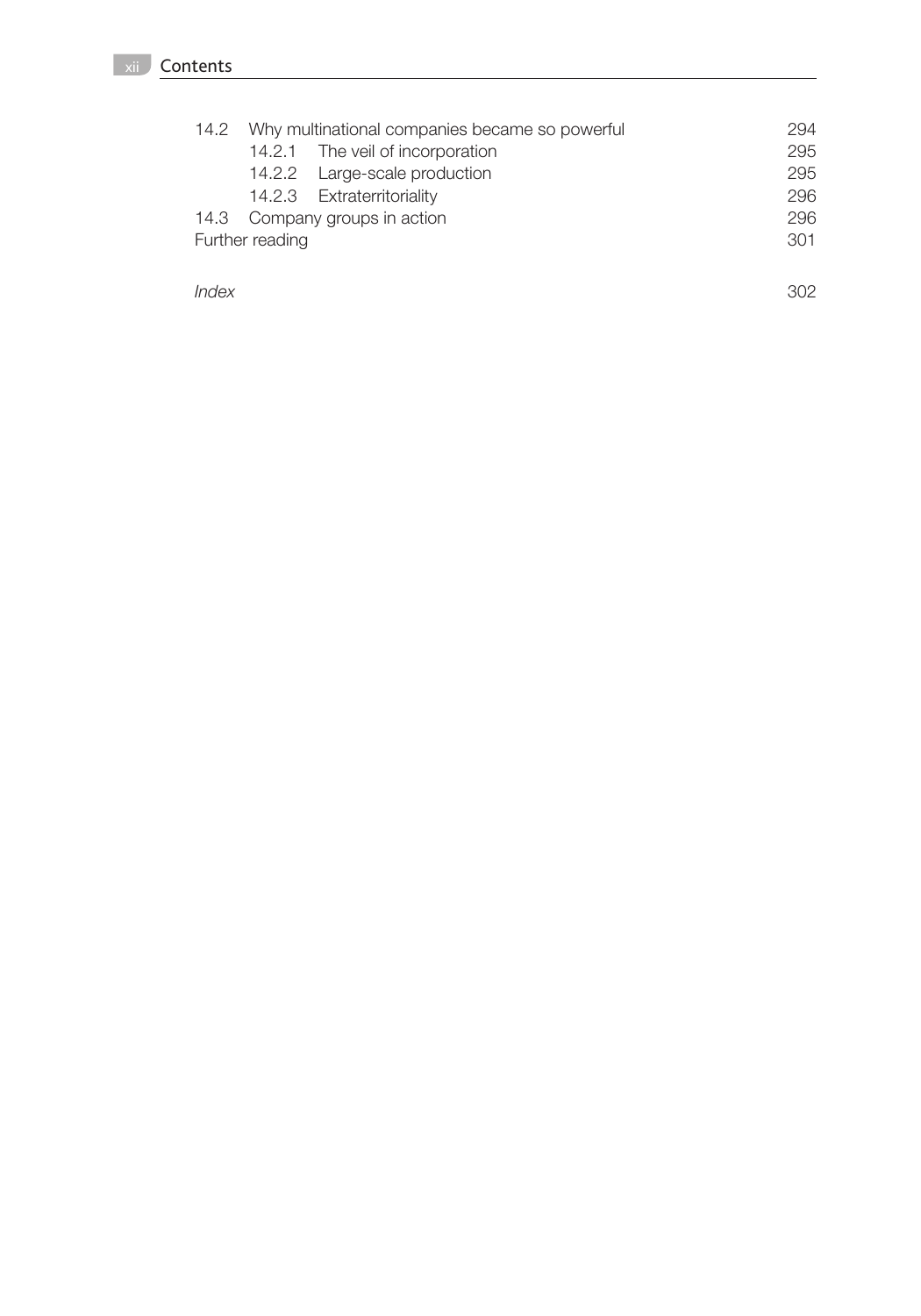| | | |
|---|---|---|
| 14.2 | Why multinational companies became so powerful | 294 |
| | 14.2.1 The veil of incorporation | 295 |
| | 14.2.2 Large-scale production | 295 |
| | 14.2.3 Extraterritoriality | 296 |
| 14.3 | Company groups in action | 296 |
| Further reading | | 301 |
| *Index* | | 302 |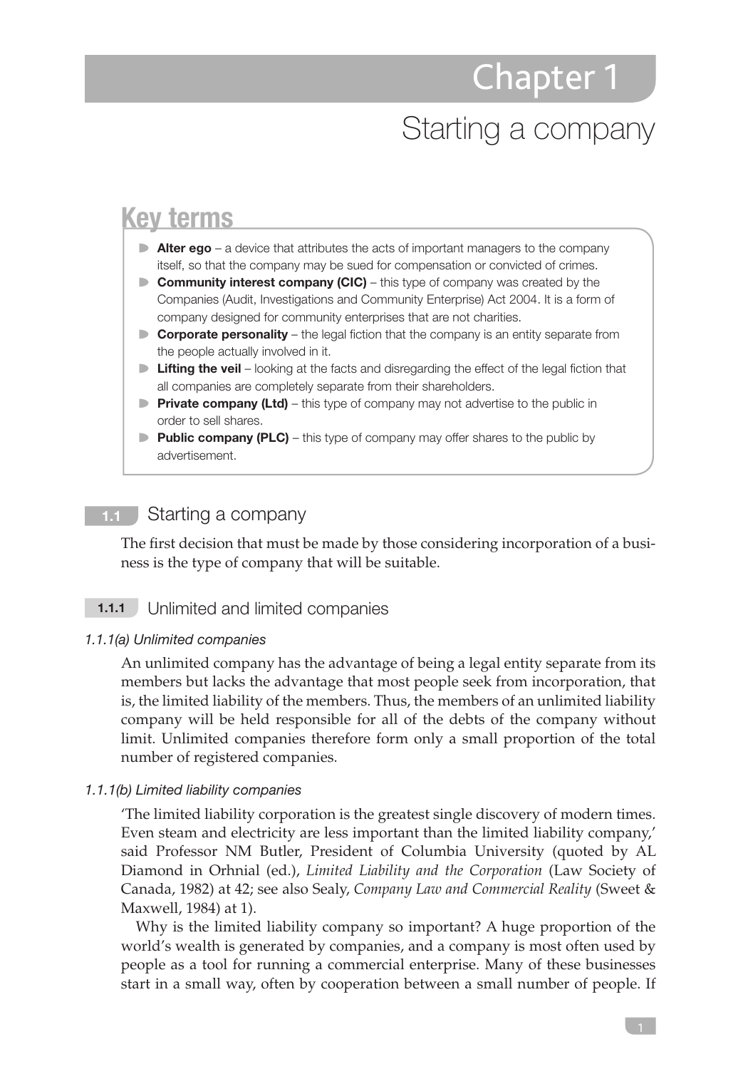# Chapter 1

# Starting a company

## Key terms

- **Alter ego** – a device that attributes the acts of important managers to the company itself, so that the company may be sued for compensation or convicted of crimes.
- **Community interest company (CIC)** – this type of company was created by the Companies (Audit, Investigations and Community Enterprise) Act 2004. It is a form of company designed for community enterprises that are not charities.
- **Corporate personality** – the legal fiction that the company is an entity separate from the people actually involved in it.
- **Lifting the veil** – looking at the facts and disregarding the effect of the legal fiction that all companies are completely separate from their shareholders.
- **Private company (Ltd)** – this type of company may not advertise to the public in order to sell shares.
- **Public company (PLC)** – this type of company may offer shares to the public by advertisement.

## 1.1 Starting a company

The first decision that must be made by those considering incorporation of a business is the type of company that will be suitable.

### 1.1.1 Unlimited and limited companies

#### *1.1.1(a) Unlimited companies*

An unlimited company has the advantage of being a legal entity separate from its members but lacks the advantage that most people seek from incorporation, that is, the limited liability of the members. Thus, the members of an unlimited liability company will be held responsible for all of the debts of the company without limit. Unlimited companies therefore form only a small proportion of the total number of registered companies.

#### *1.1.1(b) Limited liability companies*

'The limited liability corporation is the greatest single discovery of modern times. Even steam and electricity are less important than the limited liability company,' said Professor NM Butler, President of Columbia University (quoted by AL Diamond in Orhnial (ed.), *Limited Liability and the Corporation* (Law Society of Canada, 1982) at 42; see also Sealy, *Company Law and Commercial Reality* (Sweet & Maxwell, 1984) at 1).

Why is the limited liability company so important? A huge proportion of the world's wealth is generated by companies, and a company is most often used by people as a tool for running a commercial enterprise. Many of these businesses start in a small way, often by cooperation between a small number of people. If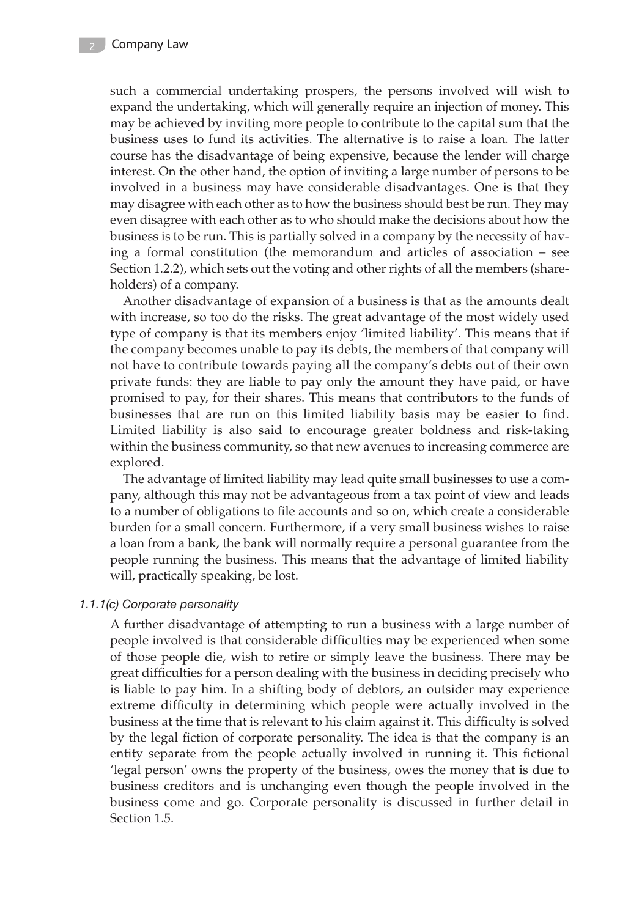such a commercial undertaking prospers, the persons involved will wish to expand the undertaking, which will generally require an injection of money. This may be achieved by inviting more people to contribute to the capital sum that the business uses to fund its activities. The alternative is to raise a loan. The latter course has the disadvantage of being expensive, because the lender will charge interest. On the other hand, the option of inviting a large number of persons to be involved in a business may have considerable disadvantages. One is that they may disagree with each other as to how the business should best be run. They may even disagree with each other as to who should make the decisions about how the business is to be run. This is partially solved in a company by the necessity of having a formal constitution (the memorandum and articles of association – see Section 1.2.2), which sets out the voting and other rights of all the members (shareholders) of a company.

Another disadvantage of expansion of a business is that as the amounts dealt with increase, so too do the risks. The great advantage of the most widely used type of company is that its members enjoy 'limited liability'. This means that if the company becomes unable to pay its debts, the members of that company will not have to contribute towards paying all the company's debts out of their own private funds: they are liable to pay only the amount they have paid, or have promised to pay, for their shares. This means that contributors to the funds of businesses that are run on this limited liability basis may be easier to find. Limited liability is also said to encourage greater boldness and risk-taking within the business community, so that new avenues to increasing commerce are explored.

The advantage of limited liability may lead quite small businesses to use a company, although this may not be advantageous from a tax point of view and leads to a number of obligations to file accounts and so on, which create a considerable burden for a small concern. Furthermore, if a very small business wishes to raise a loan from a bank, the bank will normally require a personal guarantee from the people running the business. This means that the advantage of limited liability will, practically speaking, be lost.

#### *1.1.1(c) Corporate personality*

A further disadvantage of attempting to run a business with a large number of people involved is that considerable difficulties may be experienced when some of those people die, wish to retire or simply leave the business. There may be great difficulties for a person dealing with the business in deciding precisely who is liable to pay him. In a shifting body of debtors, an outsider may experience extreme difficulty in determining which people were actually involved in the business at the time that is relevant to his claim against it. This difficulty is solved by the legal fiction of corporate personality. The idea is that the company is an entity separate from the people actually involved in running it. This fictional 'legal person' owns the property of the business, owes the money that is due to business creditors and is unchanging even though the people involved in the business come and go. Corporate personality is discussed in further detail in Section 1.5.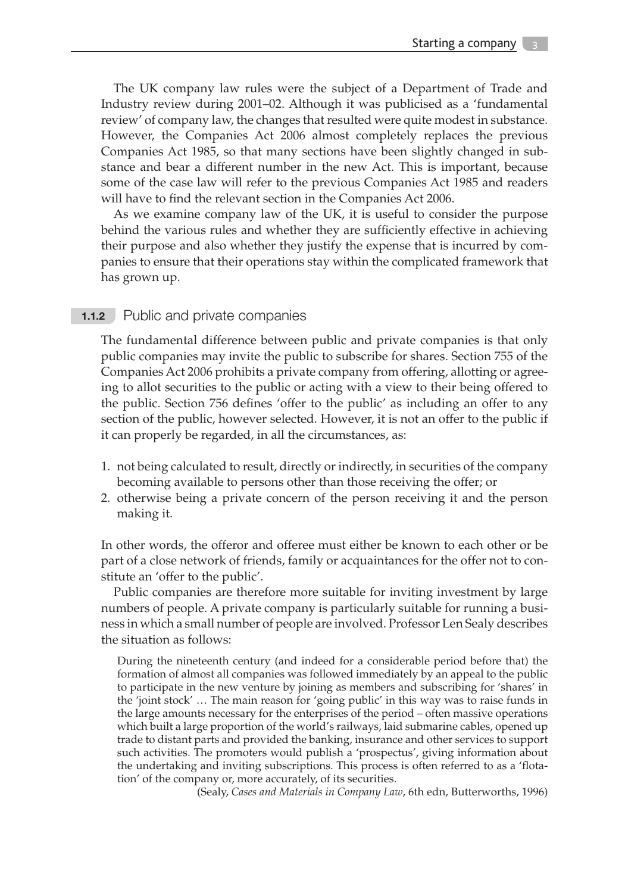The UK company law rules were the subject of a Department of Trade and Industry review during 2001–02. Although it was publicised as a 'fundamental review' of company law, the changes that resulted were quite modest in substance. However, the Companies Act 2006 almost completely replaces the previous Companies Act 1985, so that many sections have been slightly changed in substance and bear a different number in the new Act. This is important, because some of the case law will refer to the previous Companies Act 1985 and readers will have to find the relevant section in the Companies Act 2006.

As we examine company law of the UK, it is useful to consider the purpose behind the various rules and whether they are sufficiently effective in achieving their purpose and also whether they justify the expense that is incurred by companies to ensure that their operations stay within the complicated framework that has grown up.

### 1.1.2 Public and private companies

The fundamental difference between public and private companies is that only public companies may invite the public to subscribe for shares. Section 755 of the Companies Act 2006 prohibits a private company from offering, allotting or agreeing to allot securities to the public or acting with a view to their being offered to the public. Section 756 defines 'offer to the public' as including an offer to any section of the public, however selected. However, it is not an offer to the public if it can properly be regarded, in all the circumstances, as:

1. not being calculated to result, directly or indirectly, in securities of the company becoming available to persons other than those receiving the offer; or
2. otherwise being a private concern of the person receiving it and the person making it.

In other words, the offeror and offeree must either be known to each other or be part of a close network of friends, family or acquaintances for the offer not to constitute an 'offer to the public'.

Public companies are therefore more suitable for inviting investment by large numbers of people. A private company is particularly suitable for running a business in which a small number of people are involved. Professor Len Sealy describes the situation as follows:

> During the nineteenth century (and indeed for a considerable period before that) the formation of almost all companies was followed immediately by an appeal to the public to participate in the new venture by joining as members and subscribing for 'shares' in the 'joint stock' … The main reason for 'going public' in this way was to raise funds in the large amounts necessary for the enterprises of the period – often massive operations which built a large proportion of the world's railways, laid submarine cables, opened up trade to distant parts and provided the banking, insurance and other services to support such activities. The promoters would publish a 'prospectus', giving information about the undertaking and inviting subscriptions. This process is often referred to as a 'flotation' of the company or, more accurately, of its securities.
>
> (Sealy, *Cases and Materials in Company Law*, 6th edn, Butterworths, 1996)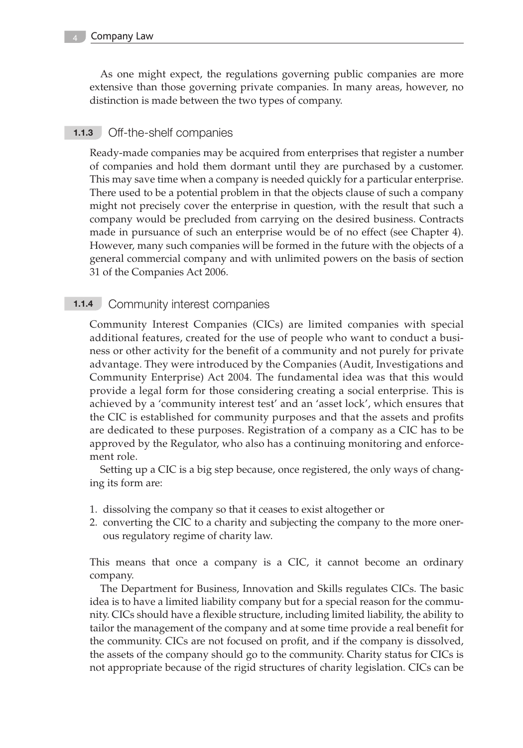As one might expect, the regulations governing public companies are more extensive than those governing private companies. In many areas, however, no distinction is made between the two types of company.

### 1.1.3 Off-the-shelf companies

Ready-made companies may be acquired from enterprises that register a number of companies and hold them dormant until they are purchased by a customer. This may save time when a company is needed quickly for a particular enterprise. There used to be a potential problem in that the objects clause of such a company might not precisely cover the enterprise in question, with the result that such a company would be precluded from carrying on the desired business. Contracts made in pursuance of such an enterprise would be of no effect (see Chapter 4). However, many such companies will be formed in the future with the objects of a general commercial company and with unlimited powers on the basis of section 31 of the Companies Act 2006.

### 1.1.4 Community interest companies

Community Interest Companies (CICs) are limited companies with special additional features, created for the use of people who want to conduct a business or other activity for the benefit of a community and not purely for private advantage. They were introduced by the Companies (Audit, Investigations and Community Enterprise) Act 2004. The fundamental idea was that this would provide a legal form for those considering creating a social enterprise. This is achieved by a 'community interest test' and an 'asset lock', which ensures that the CIC is established for community purposes and that the assets and profits are dedicated to these purposes. Registration of a company as a CIC has to be approved by the Regulator, who also has a continuing monitoring and enforcement role.

Setting up a CIC is a big step because, once registered, the only ways of changing its form are:

1. dissolving the company so that it ceases to exist altogether or
2. converting the CIC to a charity and subjecting the company to the more onerous regulatory regime of charity law.

This means that once a company is a CIC, it cannot become an ordinary company.

The Department for Business, Innovation and Skills regulates CICs. The basic idea is to have a limited liability company but for a special reason for the community. CICs should have a flexible structure, including limited liability, the ability to tailor the management of the company and at some time provide a real benefit for the community. CICs are not focused on profit, and if the company is dissolved, the assets of the company should go to the community. Charity status for CICs is not appropriate because of the rigid structures of charity legislation. CICs can be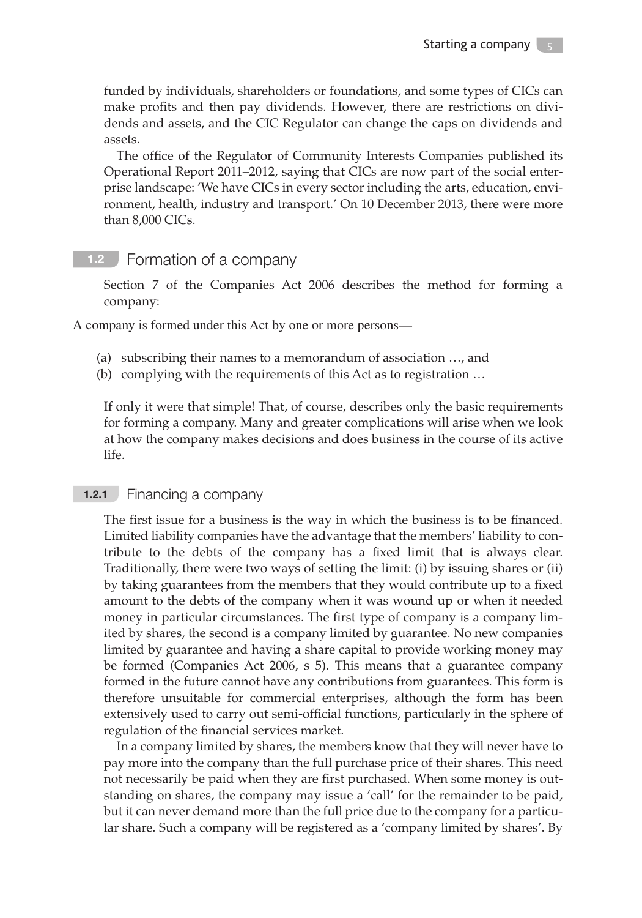funded by individuals, shareholders or foundations, and some types of CICs can make profits and then pay dividends. However, there are restrictions on dividends and assets, and the CIC Regulator can change the caps on dividends and assets.

The office of the Regulator of Community Interests Companies published its Operational Report 2011–2012, saying that CICs are now part of the social enterprise landscape: 'We have CICs in every sector including the arts, education, environment, health, industry and transport.' On 10 December 2013, there were more than 8,000 CICs.

## 1.2 Formation of a company

Section 7 of the Companies Act 2006 describes the method for forming a company:

> A company is formed under this Act by one or more persons—
>
> (a) subscribing their names to a memorandum of association …, and
> (b) complying with the requirements of this Act as to registration …

If only it were that simple! That, of course, describes only the basic requirements for forming a company. Many and greater complications will arise when we look at how the company makes decisions and does business in the course of its active life.

### 1.2.1 Financing a company

The first issue for a business is the way in which the business is to be financed. Limited liability companies have the advantage that the members' liability to contribute to the debts of the company has a fixed limit that is always clear. Traditionally, there were two ways of setting the limit: (i) by issuing shares or (ii) by taking guarantees from the members that they would contribute up to a fixed amount to the debts of the company when it was wound up or when it needed money in particular circumstances. The first type of company is a company limited by shares, the second is a company limited by guarantee. No new companies limited by guarantee and having a share capital to provide working money may be formed (Companies Act 2006, s 5). This means that a guarantee company formed in the future cannot have any contributions from guarantees. This form is therefore unsuitable for commercial enterprises, although the form has been extensively used to carry out semi-official functions, particularly in the sphere of regulation of the financial services market.

In a company limited by shares, the members know that they will never have to pay more into the company than the full purchase price of their shares. This need not necessarily be paid when they are first purchased. When some money is outstanding on shares, the company may issue a 'call' for the remainder to be paid, but it can never demand more than the full price due to the company for a particular share. Such a company will be registered as a 'company limited by shares'. By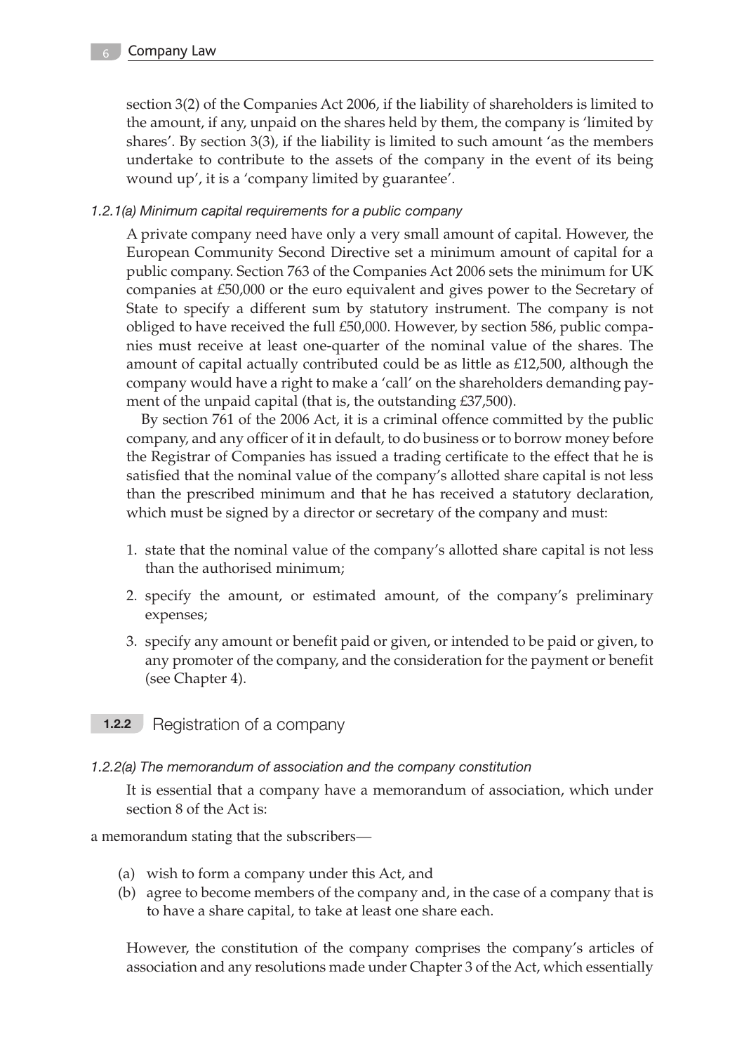section 3(2) of the Companies Act 2006, if the liability of shareholders is limited to the amount, if any, unpaid on the shares held by them, the company is 'limited by shares'. By section 3(3), if the liability is limited to such amount 'as the members undertake to contribute to the assets of the company in the event of its being wound up', it is a 'company limited by guarantee'.

#### *1.2.1(a) Minimum capital requirements for a public company*

A private company need have only a very small amount of capital. However, the European Community Second Directive set a minimum amount of capital for a public company. Section 763 of the Companies Act 2006 sets the minimum for UK companies at £50,000 or the euro equivalent and gives power to the Secretary of State to specify a different sum by statutory instrument. The company is not obliged to have received the full £50,000. However, by section 586, public companies must receive at least one-quarter of the nominal value of the shares. The amount of capital actually contributed could be as little as £12,500, although the company would have a right to make a 'call' on the shareholders demanding payment of the unpaid capital (that is, the outstanding £37,500).

By section 761 of the 2006 Act, it is a criminal offence committed by the public company, and any officer of it in default, to do business or to borrow money before the Registrar of Companies has issued a trading certificate to the effect that he is satisfied that the nominal value of the company's allotted share capital is not less than the prescribed minimum and that he has received a statutory declaration, which must be signed by a director or secretary of the company and must:

1. state that the nominal value of the company's allotted share capital is not less than the authorised minimum;
2. specify the amount, or estimated amount, of the company's preliminary expenses;
3. specify any amount or benefit paid or given, or intended to be paid or given, to any promoter of the company, and the consideration for the payment or benefit (see Chapter 4).

### 1.2.2 Registration of a company

#### *1.2.2(a) The memorandum of association and the company constitution*

It is essential that a company have a memorandum of association, which under section 8 of the Act is:

> a memorandum stating that the subscribers—
>
> (a) wish to form a company under this Act, and
> (b) agree to become members of the company and, in the case of a company that is to have a share capital, to take at least one share each.

However, the constitution of the company comprises the company's articles of association and any resolutions made under Chapter 3 of the Act, which essentially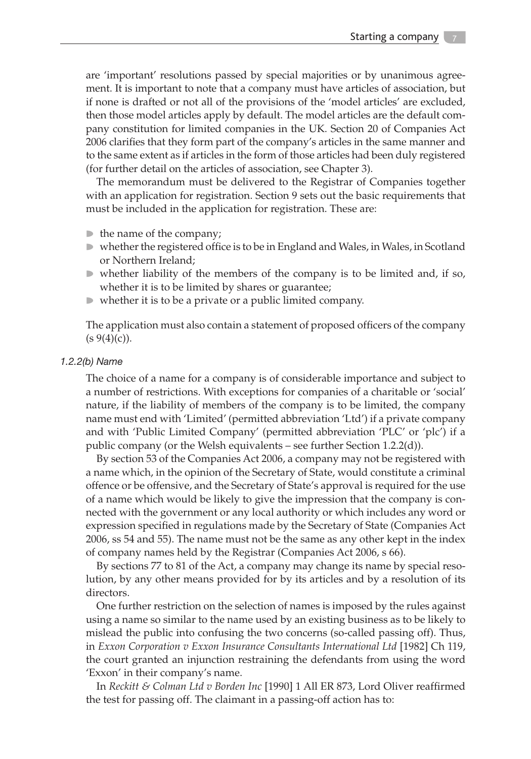are 'important' resolutions passed by special majorities or by unanimous agreement. It is important to note that a company must have articles of association, but if none is drafted or not all of the provisions of the 'model articles' are excluded, then those model articles apply by default. The model articles are the default company constitution for limited companies in the UK. Section 20 of Companies Act 2006 clarifies that they form part of the company's articles in the same manner and to the same extent as if articles in the form of those articles had been duly registered (for further detail on the articles of association, see Chapter 3).

The memorandum must be delivered to the Registrar of Companies together with an application for registration. Section 9 sets out the basic requirements that must be included in the application for registration. These are:

- the name of the company;
- whether the registered office is to be in England and Wales, in Wales, in Scotland or Northern Ireland;
- whether liability of the members of the company is to be limited and, if so, whether it is to be limited by shares or guarantee;
- whether it is to be a private or a public limited company.

The application must also contain a statement of proposed officers of the company (s 9(4)(c)).

#### *1.2.2(b) Name*

The choice of a name for a company is of considerable importance and subject to a number of restrictions. With exceptions for companies of a charitable or 'social' nature, if the liability of members of the company is to be limited, the company name must end with 'Limited' (permitted abbreviation 'Ltd') if a private company and with 'Public Limited Company' (permitted abbreviation 'PLC' or 'plc') if a public company (or the Welsh equivalents – see further Section 1.2.2(d)).

By section 53 of the Companies Act 2006, a company may not be registered with a name which, in the opinion of the Secretary of State, would constitute a criminal offence or be offensive, and the Secretary of State's approval is required for the use of a name which would be likely to give the impression that the company is connected with the government or any local authority or which includes any word or expression specified in regulations made by the Secretary of State (Companies Act 2006, ss 54 and 55). The name must not be the same as any other kept in the index of company names held by the Registrar (Companies Act 2006, s 66).

By sections 77 to 81 of the Act, a company may change its name by special resolution, by any other means provided for by its articles and by a resolution of its directors.

One further restriction on the selection of names is imposed by the rules against using a name so similar to the name used by an existing business as to be likely to mislead the public into confusing the two concerns (so-called passing off). Thus, in *Exxon Corporation v Exxon Insurance Consultants International Ltd* [1982] Ch 119, the court granted an injunction restraining the defendants from using the word 'Exxon' in their company's name.

In *Reckitt & Colman Ltd v Borden Inc* [1990] 1 All ER 873, Lord Oliver reaffirmed the test for passing off. The claimant in a passing-off action has to: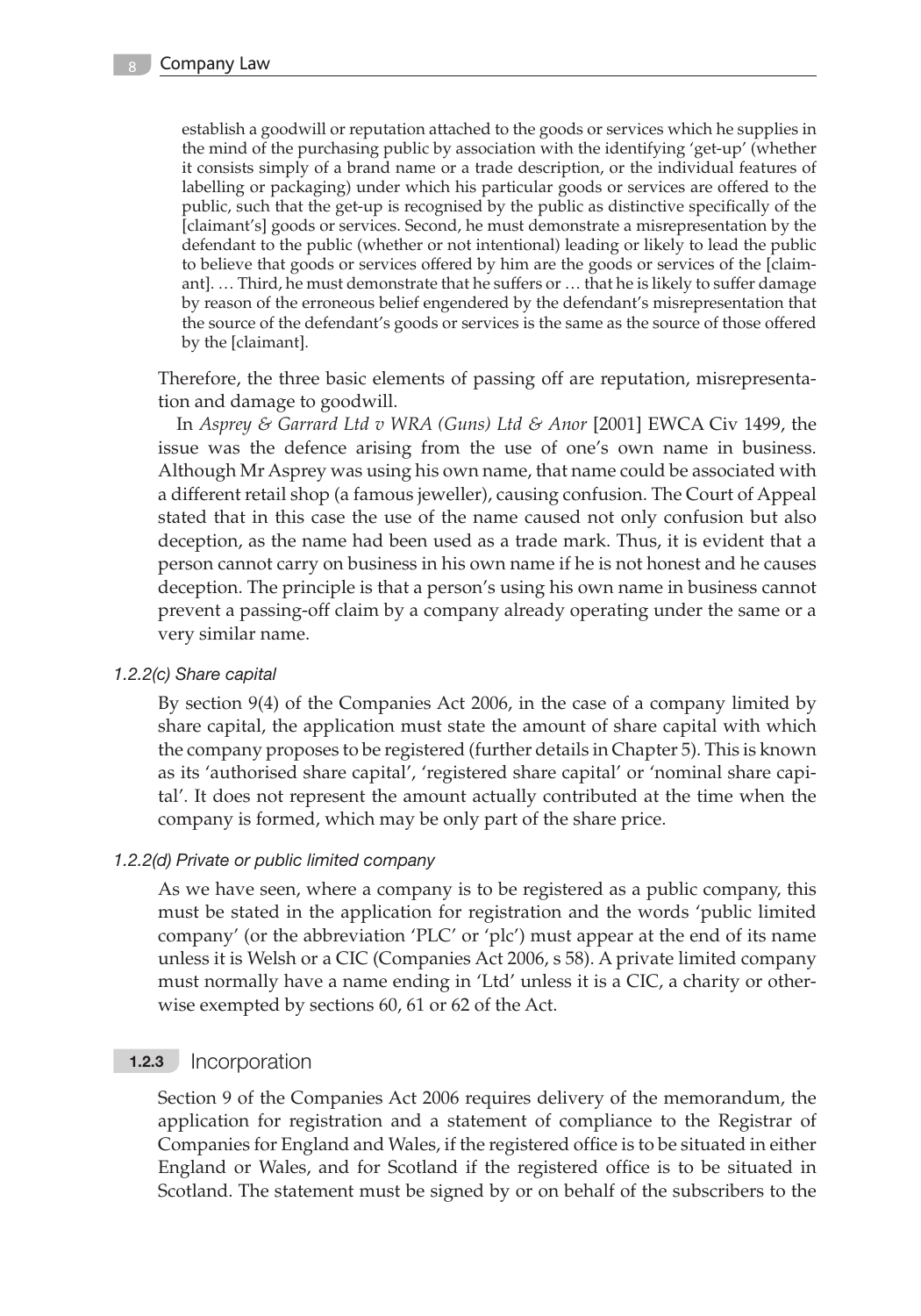> establish a goodwill or reputation attached to the goods or services which he supplies in the mind of the purchasing public by association with the identifying 'get-up' (whether it consists simply of a brand name or a trade description, or the individual features of labelling or packaging) under which his particular goods or services are offered to the public, such that the get-up is recognised by the public as distinctive specifically of the [claimant's] goods or services. Second, he must demonstrate a misrepresentation by the defendant to the public (whether or not intentional) leading or likely to lead the public to believe that goods or services offered by him are the goods or services of the [claimant]. … Third, he must demonstrate that he suffers or … that he is likely to suffer damage by reason of the erroneous belief engendered by the defendant's misrepresentation that the source of the defendant's goods or services is the same as the source of those offered by the [claimant].

Therefore, the three basic elements of passing off are reputation, misrepresentation and damage to goodwill.

In *Asprey & Garrard Ltd v WRA (Guns) Ltd & Anor* [2001] EWCA Civ 1499, the issue was the defence arising from the use of one's own name in business. Although Mr Asprey was using his own name, that name could be associated with a different retail shop (a famous jeweller), causing confusion. The Court of Appeal stated that in this case the use of the name caused not only confusion but also deception, as the name had been used as a trade mark. Thus, it is evident that a person cannot carry on business in his own name if he is not honest and he causes deception. The principle is that a person's using his own name in business cannot prevent a passing-off claim by a company already operating under the same or a very similar name.

#### *1.2.2(c) Share capital*

By section 9(4) of the Companies Act 2006, in the case of a company limited by share capital, the application must state the amount of share capital with which the company proposes to be registered (further details in Chapter 5). This is known as its 'authorised share capital', 'registered share capital' or 'nominal share capital'. It does not represent the amount actually contributed at the time when the company is formed, which may be only part of the share price.

#### *1.2.2(d) Private or public limited company*

As we have seen, where a company is to be registered as a public company, this must be stated in the application for registration and the words 'public limited company' (or the abbreviation 'PLC' or 'plc') must appear at the end of its name unless it is Welsh or a CIC (Companies Act 2006, s 58). A private limited company must normally have a name ending in 'Ltd' unless it is a CIC, a charity or otherwise exempted by sections 60, 61 or 62 of the Act.

### 1.2.3 Incorporation

Section 9 of the Companies Act 2006 requires delivery of the memorandum, the application for registration and a statement of compliance to the Registrar of Companies for England and Wales, if the registered office is to be situated in either England or Wales, and for Scotland if the registered office is to be situated in Scotland. The statement must be signed by or on behalf of the subscribers to the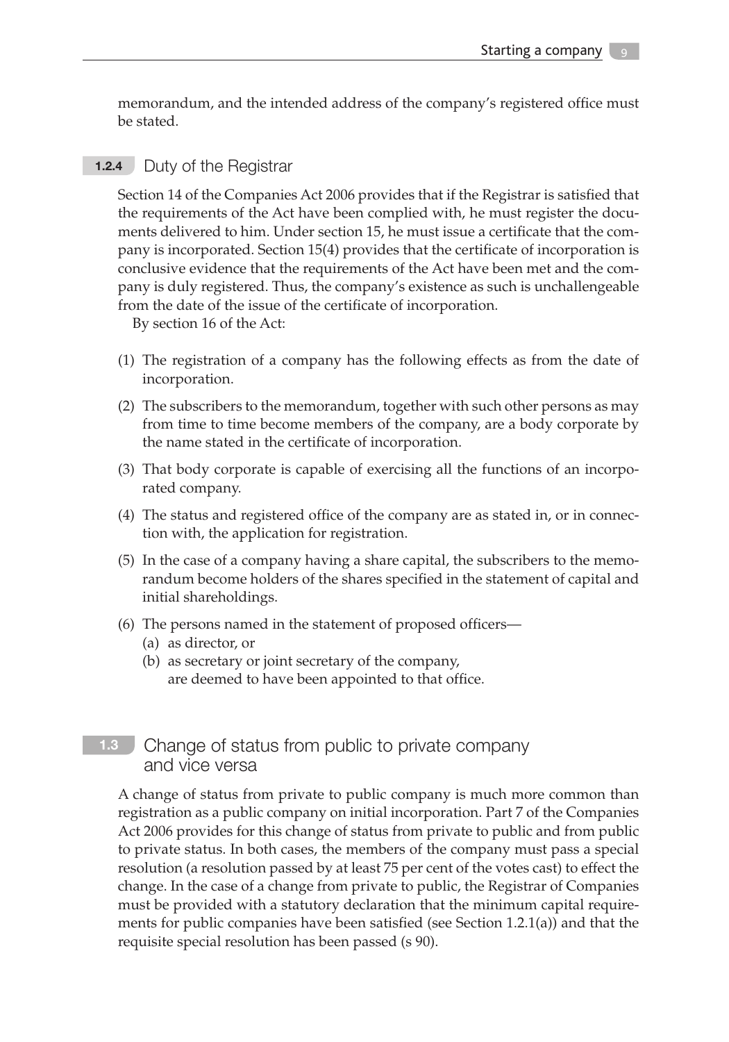memorandum, and the intended address of the company's registered office must be stated.

### 1.2.4 Duty of the Registrar

Section 14 of the Companies Act 2006 provides that if the Registrar is satisfied that the requirements of the Act have been complied with, he must register the documents delivered to him. Under section 15, he must issue a certificate that the company is incorporated. Section 15(4) provides that the certificate of incorporation is conclusive evidence that the requirements of the Act have been met and the company is duly registered. Thus, the company's existence as such is unchallengeable from the date of the issue of the certificate of incorporation.

By section 16 of the Act:

(1) The registration of a company has the following effects as from the date of incorporation.

(2) The subscribers to the memorandum, together with such other persons as may from time to time become members of the company, are a body corporate by the name stated in the certificate of incorporation.

(3) That body corporate is capable of exercising all the functions of an incorporated company.

(4) The status and registered office of the company are as stated in, or in connection with, the application for registration.

(5) In the case of a company having a share capital, the subscribers to the memorandum become holders of the shares specified in the statement of capital and initial shareholdings.

(6) The persons named in the statement of proposed officers—
   (a) as director, or
   (b) as secretary or joint secretary of the company,
   are deemed to have been appointed to that office.

## 1.3 Change of status from public to private company and vice versa

A change of status from private to public company is much more common than registration as a public company on initial incorporation. Part 7 of the Companies Act 2006 provides for this change of status from private to public and from public to private status. In both cases, the members of the company must pass a special resolution (a resolution passed by at least 75 per cent of the votes cast) to effect the change. In the case of a change from private to public, the Registrar of Companies must be provided with a statutory declaration that the minimum capital requirements for public companies have been satisfied (see Section 1.2.1(a)) and that the requisite special resolution has been passed (s 90).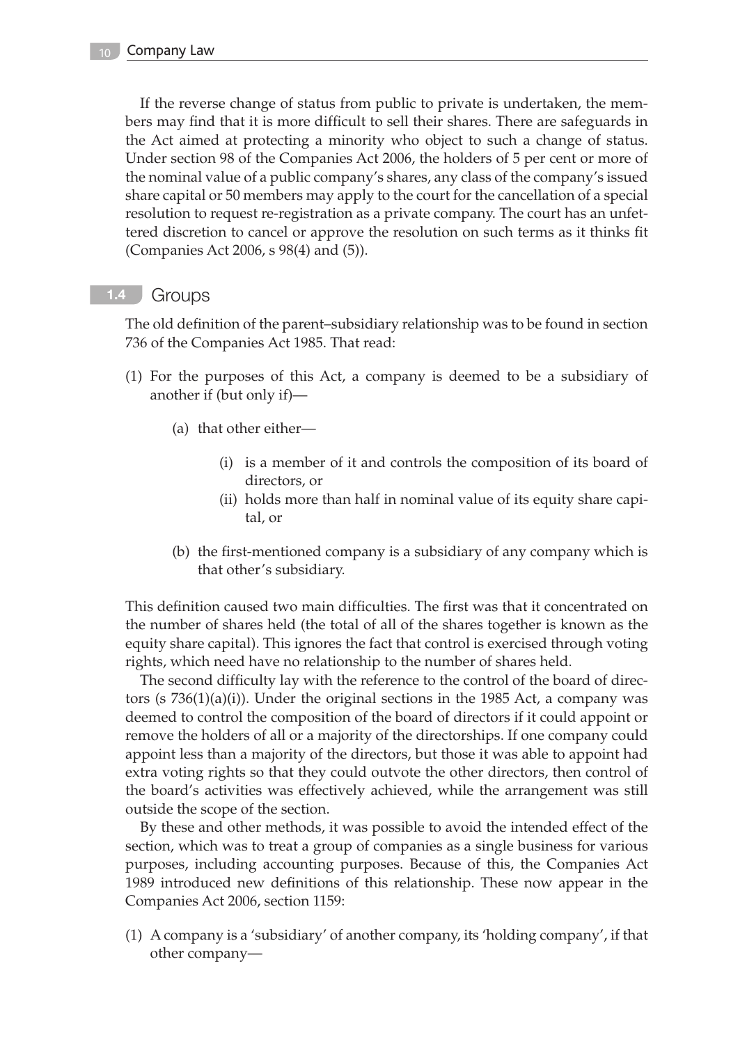If the reverse change of status from public to private is undertaken, the members may find that it is more difficult to sell their shares. There are safeguards in the Act aimed at protecting a minority who object to such a change of status. Under section 98 of the Companies Act 2006, the holders of 5 per cent or more of the nominal value of a public company's shares, any class of the company's issued share capital or 50 members may apply to the court for the cancellation of a special resolution to request re-registration as a private company. The court has an unfettered discretion to cancel or approve the resolution on such terms as it thinks fit (Companies Act 2006, s 98(4) and (5)).

## 1.4 Groups

The old definition of the parent–subsidiary relationship was to be found in section 736 of the Companies Act 1985. That read:

(1) For the purposes of this Act, a company is deemed to be a subsidiary of another if (but only if)—

  (a) that other either—

    (i) is a member of it and controls the composition of its board of directors, or
    (ii) holds more than half in nominal value of its equity share capital, or

  (b) the first-mentioned company is a subsidiary of any company which is that other's subsidiary.

This definition caused two main difficulties. The first was that it concentrated on the number of shares held (the total of all of the shares together is known as the equity share capital). This ignores the fact that control is exercised through voting rights, which need have no relationship to the number of shares held.

The second difficulty lay with the reference to the control of the board of directors (s 736(1)(a)(i)). Under the original sections in the 1985 Act, a company was deemed to control the composition of the board of directors if it could appoint or remove the holders of all or a majority of the directorships. If one company could appoint less than a majority of the directors, but those it was able to appoint had extra voting rights so that they could outvote the other directors, then control of the board's activities was effectively achieved, while the arrangement was still outside the scope of the section.

By these and other methods, it was possible to avoid the intended effect of the section, which was to treat a group of companies as a single business for various purposes, including accounting purposes. Because of this, the Companies Act 1989 introduced new definitions of this relationship. These now appear in the Companies Act 2006, section 1159:

(1) A company is a 'subsidiary' of another company, its 'holding company', if that other company—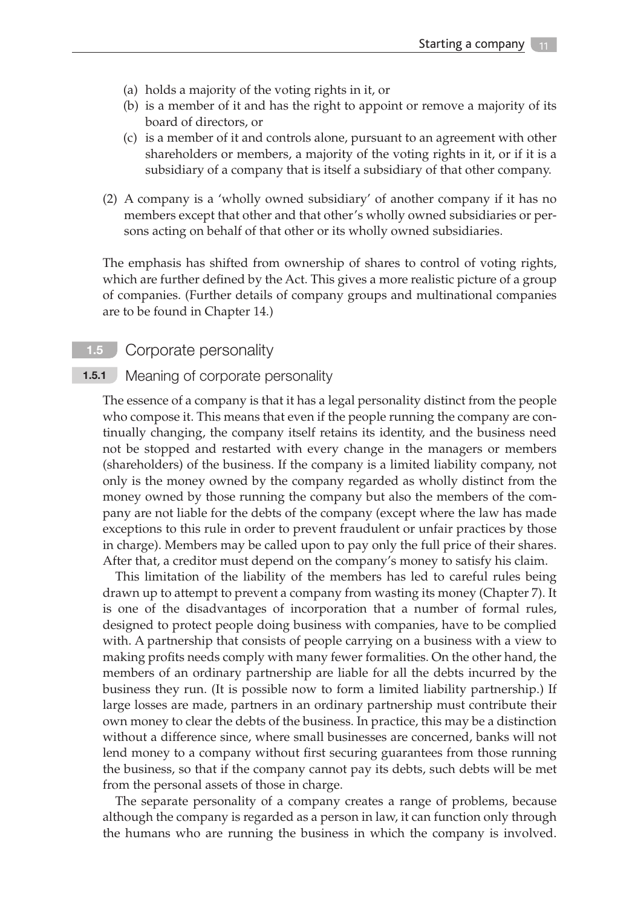(a) holds a majority of the voting rights in it, or
(b) is a member of it and has the right to appoint or remove a majority of its board of directors, or
(c) is a member of it and controls alone, pursuant to an agreement with other shareholders or members, a majority of the voting rights in it, or if it is a subsidiary of a company that is itself a subsidiary of that other company.

(2) A company is a 'wholly owned subsidiary' of another company if it has no members except that other and that other's wholly owned subsidiaries or persons acting on behalf of that other or its wholly owned subsidiaries.

The emphasis has shifted from ownership of shares to control of voting rights, which are further defined by the Act. This gives a more realistic picture of a group of companies. (Further details of company groups and multinational companies are to be found in Chapter 14.)

## 1.5 Corporate personality

### 1.5.1 Meaning of corporate personality

The essence of a company is that it has a legal personality distinct from the people who compose it. This means that even if the people running the company are continually changing, the company itself retains its identity, and the business need not be stopped and restarted with every change in the managers or members (shareholders) of the business. If the company is a limited liability company, not only is the money owned by the company regarded as wholly distinct from the money owned by those running the company but also the members of the company are not liable for the debts of the company (except where the law has made exceptions to this rule in order to prevent fraudulent or unfair practices by those in charge). Members may be called upon to pay only the full price of their shares. After that, a creditor must depend on the company's money to satisfy his claim.

This limitation of the liability of the members has led to careful rules being drawn up to attempt to prevent a company from wasting its money (Chapter 7). It is one of the disadvantages of incorporation that a number of formal rules, designed to protect people doing business with companies, have to be complied with. A partnership that consists of people carrying on a business with a view to making profits needs comply with many fewer formalities. On the other hand, the members of an ordinary partnership are liable for all the debts incurred by the business they run. (It is possible now to form a limited liability partnership.) If large losses are made, partners in an ordinary partnership must contribute their own money to clear the debts of the business. In practice, this may be a distinction without a difference since, where small businesses are concerned, banks will not lend money to a company without first securing guarantees from those running the business, so that if the company cannot pay its debts, such debts will be met from the personal assets of those in charge.

The separate personality of a company creates a range of problems, because although the company is regarded as a person in law, it can function only through the humans who are running the business in which the company is involved.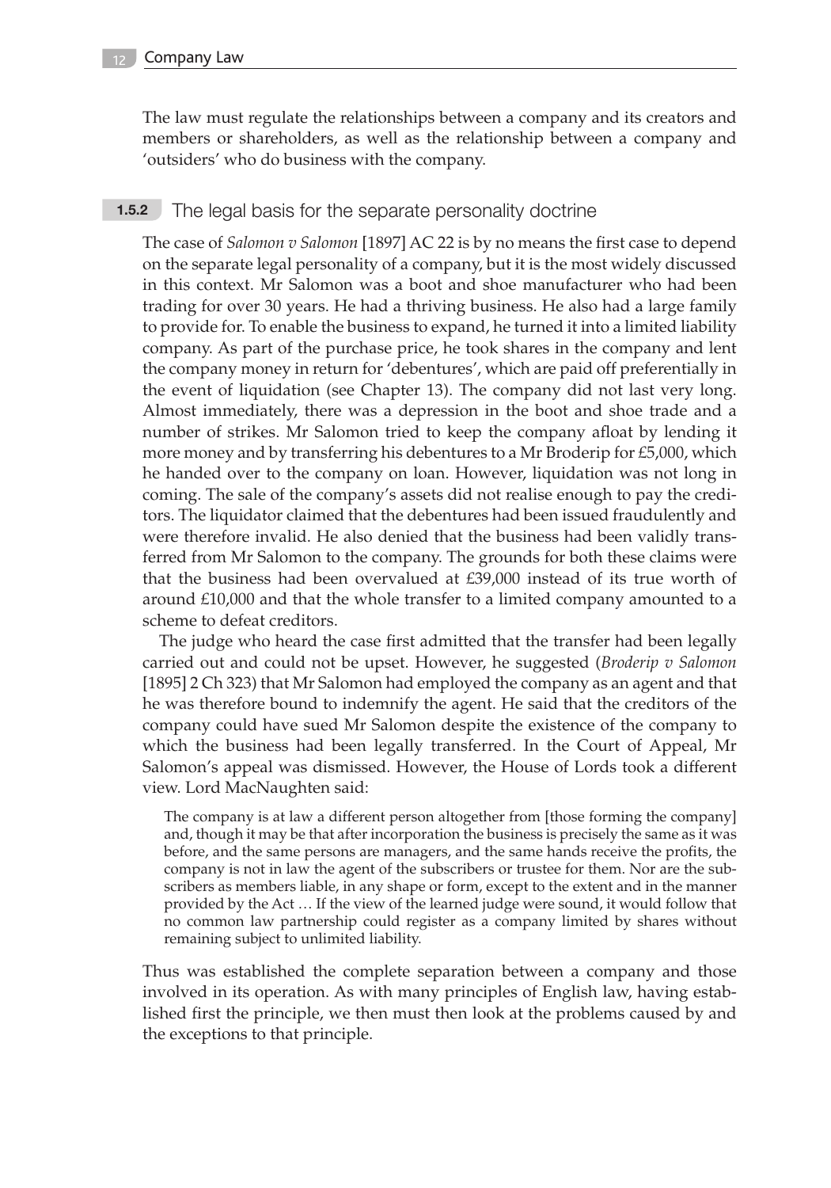The law must regulate the relationships between a company and its creators and members or shareholders, as well as the relationship between a company and 'outsiders' who do business with the company.

### 1.5.2 The legal basis for the separate personality doctrine

The case of *Salomon v Salomon* [1897] AC 22 is by no means the first case to depend on the separate legal personality of a company, but it is the most widely discussed in this context. Mr Salomon was a boot and shoe manufacturer who had been trading for over 30 years. He had a thriving business. He also had a large family to provide for. To enable the business to expand, he turned it into a limited liability company. As part of the purchase price, he took shares in the company and lent the company money in return for 'debentures', which are paid off preferentially in the event of liquidation (see Chapter 13). The company did not last very long. Almost immediately, there was a depression in the boot and shoe trade and a number of strikes. Mr Salomon tried to keep the company afloat by lending it more money and by transferring his debentures to a Mr Broderip for £5,000, which he handed over to the company on loan. However, liquidation was not long in coming. The sale of the company's assets did not realise enough to pay the creditors. The liquidator claimed that the debentures had been issued fraudulently and were therefore invalid. He also denied that the business had been validly transferred from Mr Salomon to the company. The grounds for both these claims were that the business had been overvalued at £39,000 instead of its true worth of around £10,000 and that the whole transfer to a limited company amounted to a scheme to defeat creditors.

The judge who heard the case first admitted that the transfer had been legally carried out and could not be upset. However, he suggested (*Broderip v Salomon* [1895] 2 Ch 323) that Mr Salomon had employed the company as an agent and that he was therefore bound to indemnify the agent. He said that the creditors of the company could have sued Mr Salomon despite the existence of the company to which the business had been legally transferred. In the Court of Appeal, Mr Salomon's appeal was dismissed. However, the House of Lords took a different view. Lord MacNaughten said:

> The company is at law a different person altogether from [those forming the company] and, though it may be that after incorporation the business is precisely the same as it was before, and the same persons are managers, and the same hands receive the profits, the company is not in law the agent of the subscribers or trustee for them. Nor are the subscribers as members liable, in any shape or form, except to the extent and in the manner provided by the Act … If the view of the learned judge were sound, it would follow that no common law partnership could register as a company limited by shares without remaining subject to unlimited liability.

Thus was established the complete separation between a company and those involved in its operation. As with many principles of English law, having established first the principle, we then must then look at the problems caused by and the exceptions to that principle.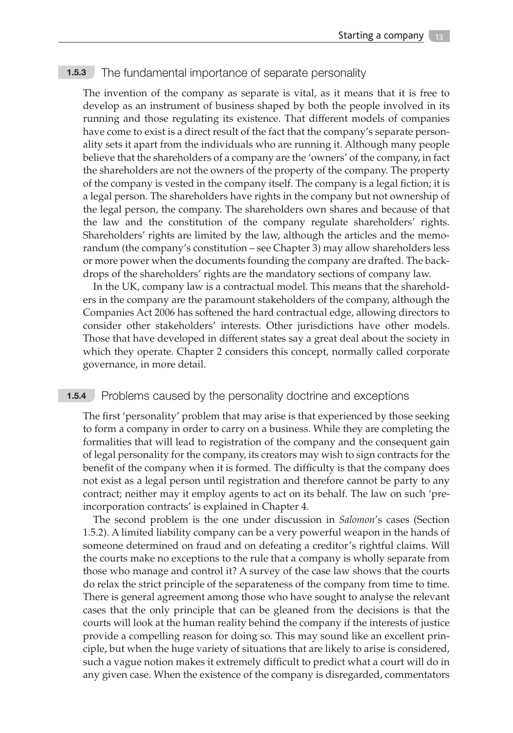### 1.5.3 The fundamental importance of separate personality

The invention of the company as separate is vital, as it means that it is free to develop as an instrument of business shaped by both the people involved in its running and those regulating its existence. That different models of companies have come to exist is a direct result of the fact that the company's separate personality sets it apart from the individuals who are running it. Although many people believe that the shareholders of a company are the 'owners' of the company, in fact the shareholders are not the owners of the property of the company. The property of the company is vested in the company itself. The company is a legal fiction; it is a legal person. The shareholders have rights in the company but not ownership of the legal person, the company. The shareholders own shares and because of that the law and the constitution of the company regulate shareholders' rights. Shareholders' rights are limited by the law, although the articles and the memorandum (the company's constitution – see Chapter 3) may allow shareholders less or more power when the documents founding the company are drafted. The backdrops of the shareholders' rights are the mandatory sections of company law.

In the UK, company law is a contractual model. This means that the shareholders in the company are the paramount stakeholders of the company, although the Companies Act 2006 has softened the hard contractual edge, allowing directors to consider other stakeholders' interests. Other jurisdictions have other models. Those that have developed in different states say a great deal about the society in which they operate. Chapter 2 considers this concept, normally called corporate governance, in more detail.

### 1.5.4 Problems caused by the personality doctrine and exceptions

The first 'personality' problem that may arise is that experienced by those seeking to form a company in order to carry on a business. While they are completing the formalities that will lead to registration of the company and the consequent gain of legal personality for the company, its creators may wish to sign contracts for the benefit of the company when it is formed. The difficulty is that the company does not exist as a legal person until registration and therefore cannot be party to any contract; neither may it employ agents to act on its behalf. The law on such 'pre-incorporation contracts' is explained in Chapter 4.

The second problem is the one under discussion in *Salomon*'s cases (Section 1.5.2). A limited liability company can be a very powerful weapon in the hands of someone determined on fraud and on defeating a creditor's rightful claims. Will the courts make no exceptions to the rule that a company is wholly separate from those who manage and control it? A survey of the case law shows that the courts do relax the strict principle of the separateness of the company from time to time. There is general agreement among those who have sought to analyse the relevant cases that the only principle that can be gleaned from the decisions is that the courts will look at the human reality behind the company if the interests of justice provide a compelling reason for doing so. This may sound like an excellent principle, but when the huge variety of situations that are likely to arise is considered, such a vague notion makes it extremely difficult to predict what a court will do in any given case. When the existence of the company is disregarded, commentators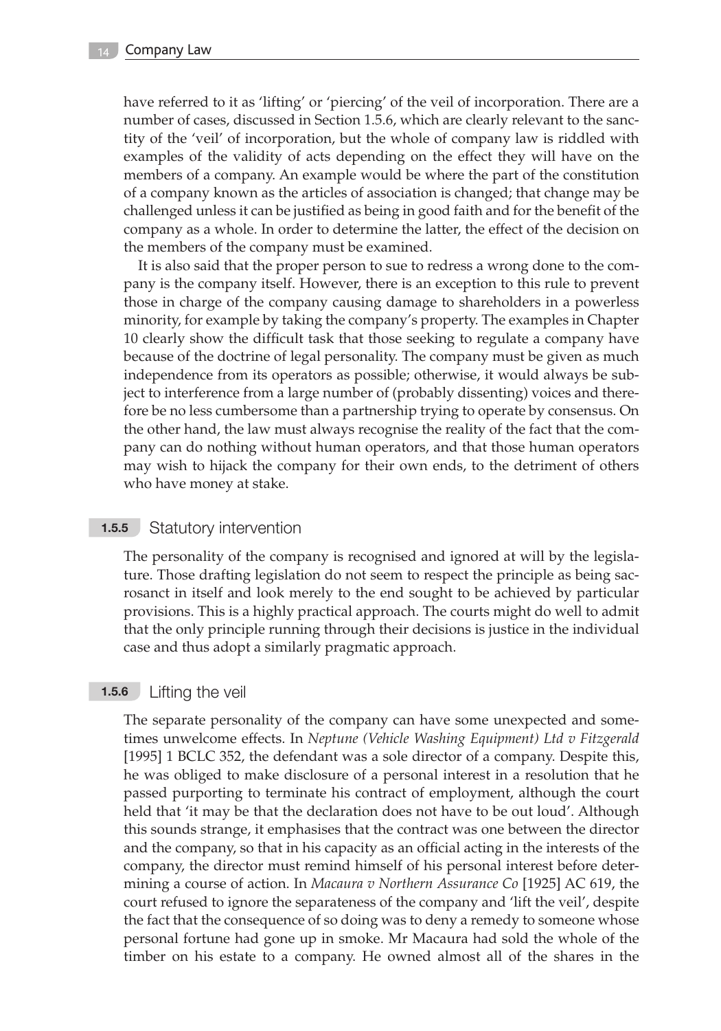have referred to it as 'lifting' or 'piercing' of the veil of incorporation. There are a number of cases, discussed in Section 1.5.6, which are clearly relevant to the sanctity of the 'veil' of incorporation, but the whole of company law is riddled with examples of the validity of acts depending on the effect they will have on the members of a company. An example would be where the part of the constitution of a company known as the articles of association is changed; that change may be challenged unless it can be justified as being in good faith and for the benefit of the company as a whole. In order to determine the latter, the effect of the decision on the members of the company must be examined.

It is also said that the proper person to sue to redress a wrong done to the company is the company itself. However, there is an exception to this rule to prevent those in charge of the company causing damage to shareholders in a powerless minority, for example by taking the company's property. The examples in Chapter 10 clearly show the difficult task that those seeking to regulate a company have because of the doctrine of legal personality. The company must be given as much independence from its operators as possible; otherwise, it would always be subject to interference from a large number of (probably dissenting) voices and therefore be no less cumbersome than a partnership trying to operate by consensus. On the other hand, the law must always recognise the reality of the fact that the company can do nothing without human operators, and that those human operators may wish to hijack the company for their own ends, to the detriment of others who have money at stake.

### 1.5.5 Statutory intervention

The personality of the company is recognised and ignored at will by the legislature. Those drafting legislation do not seem to respect the principle as being sacrosanct in itself and look merely to the end sought to be achieved by particular provisions. This is a highly practical approach. The courts might do well to admit that the only principle running through their decisions is justice in the individual case and thus adopt a similarly pragmatic approach.

### 1.5.6 Lifting the veil

The separate personality of the company can have some unexpected and sometimes unwelcome effects. In *Neptune (Vehicle Washing Equipment) Ltd v Fitzgerald* [1995] 1 BCLC 352, the defendant was a sole director of a company. Despite this, he was obliged to make disclosure of a personal interest in a resolution that he passed purporting to terminate his contract of employment, although the court held that 'it may be that the declaration does not have to be out loud'. Although this sounds strange, it emphasises that the contract was one between the director and the company, so that in his capacity as an official acting in the interests of the company, the director must remind himself of his personal interest before determining a course of action. In *Macaura v Northern Assurance Co* [1925] AC 619, the court refused to ignore the separateness of the company and 'lift the veil', despite the fact that the consequence of so doing was to deny a remedy to someone whose personal fortune had gone up in smoke. Mr Macaura had sold the whole of the timber on his estate to a company. He owned almost all of the shares in the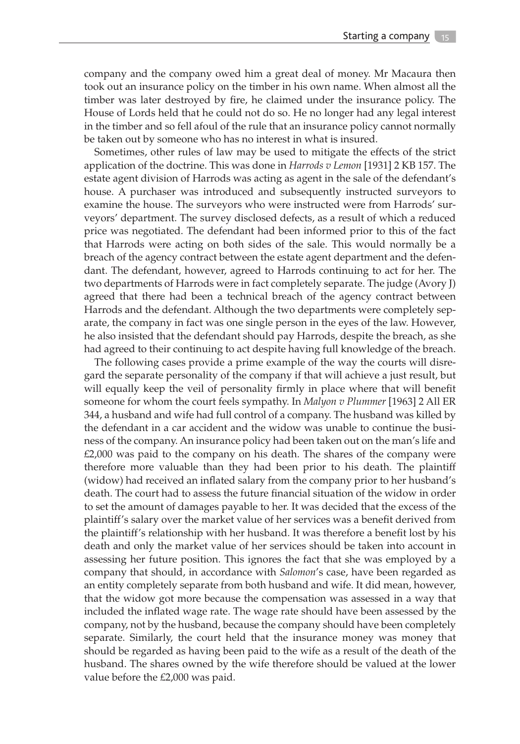company and the company owed him a great deal of money. Mr Macaura then took out an insurance policy on the timber in his own name. When almost all the timber was later destroyed by fire, he claimed under the insurance policy. The House of Lords held that he could not do so. He no longer had any legal interest in the timber and so fell afoul of the rule that an insurance policy cannot normally be taken out by someone who has no interest in what is insured.

Sometimes, other rules of law may be used to mitigate the effects of the strict application of the doctrine. This was done in *Harrods v Lemon* [1931] 2 KB 157. The estate agent division of Harrods was acting as agent in the sale of the defendant's house. A purchaser was introduced and subsequently instructed surveyors to examine the house. The surveyors who were instructed were from Harrods' surveyors' department. The survey disclosed defects, as a result of which a reduced price was negotiated. The defendant had been informed prior to this of the fact that Harrods were acting on both sides of the sale. This would normally be a breach of the agency contract between the estate agent department and the defendant. The defendant, however, agreed to Harrods continuing to act for her. The two departments of Harrods were in fact completely separate. The judge (Avory J) agreed that there had been a technical breach of the agency contract between Harrods and the defendant. Although the two departments were completely separate, the company in fact was one single person in the eyes of the law. However, he also insisted that the defendant should pay Harrods, despite the breach, as she had agreed to their continuing to act despite having full knowledge of the breach.

The following cases provide a prime example of the way the courts will disregard the separate personality of the company if that will achieve a just result, but will equally keep the veil of personality firmly in place where that will benefit someone for whom the court feels sympathy. In *Malyon v Plummer* [1963] 2 All ER 344, a husband and wife had full control of a company. The husband was killed by the defendant in a car accident and the widow was unable to continue the business of the company. An insurance policy had been taken out on the man's life and £2,000 was paid to the company on his death. The shares of the company were therefore more valuable than they had been prior to his death. The plaintiff (widow) had received an inflated salary from the company prior to her husband's death. The court had to assess the future financial situation of the widow in order to set the amount of damages payable to her. It was decided that the excess of the plaintiff's salary over the market value of her services was a benefit derived from the plaintiff's relationship with her husband. It was therefore a benefit lost by his death and only the market value of her services should be taken into account in assessing her future position. This ignores the fact that she was employed by a company that should, in accordance with *Salomon*'s case, have been regarded as an entity completely separate from both husband and wife. It did mean, however, that the widow got more because the compensation was assessed in a way that included the inflated wage rate. The wage rate should have been assessed by the company, not by the husband, because the company should have been completely separate. Similarly, the court held that the insurance money was money that should be regarded as having been paid to the wife as a result of the death of the husband. The shares owned by the wife therefore should be valued at the lower value before the £2,000 was paid.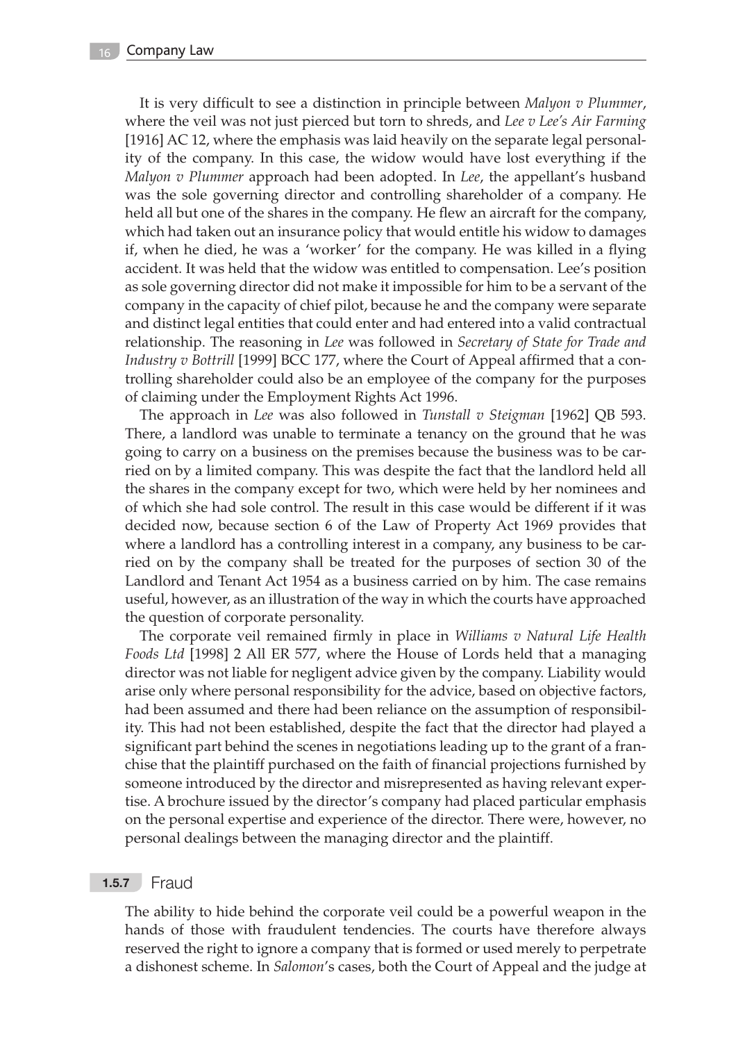It is very difficult to see a distinction in principle between *Malyon v Plummer*, where the veil was not just pierced but torn to shreds, and *Lee v Lee's Air Farming* [1916] AC 12, where the emphasis was laid heavily on the separate legal personality of the company. In this case, the widow would have lost everything if the *Malyon v Plummer* approach had been adopted. In *Lee*, the appellant's husband was the sole governing director and controlling shareholder of a company. He held all but one of the shares in the company. He flew an aircraft for the company, which had taken out an insurance policy that would entitle his widow to damages if, when he died, he was a 'worker' for the company. He was killed in a flying accident. It was held that the widow was entitled to compensation. Lee's position as sole governing director did not make it impossible for him to be a servant of the company in the capacity of chief pilot, because he and the company were separate and distinct legal entities that could enter and had entered into a valid contractual relationship. The reasoning in *Lee* was followed in *Secretary of State for Trade and Industry v Bottrill* [1999] BCC 177, where the Court of Appeal affirmed that a controlling shareholder could also be an employee of the company for the purposes of claiming under the Employment Rights Act 1996.

The approach in *Lee* was also followed in *Tunstall v Steigman* [1962] QB 593. There, a landlord was unable to terminate a tenancy on the ground that he was going to carry on a business on the premises because the business was to be carried on by a limited company. This was despite the fact that the landlord held all the shares in the company except for two, which were held by her nominees and of which she had sole control. The result in this case would be different if it was decided now, because section 6 of the Law of Property Act 1969 provides that where a landlord has a controlling interest in a company, any business to be carried on by the company shall be treated for the purposes of section 30 of the Landlord and Tenant Act 1954 as a business carried on by him. The case remains useful, however, as an illustration of the way in which the courts have approached the question of corporate personality.

The corporate veil remained firmly in place in *Williams v Natural Life Health Foods Ltd* [1998] 2 All ER 577, where the House of Lords held that a managing director was not liable for negligent advice given by the company. Liability would arise only where personal responsibility for the advice, based on objective factors, had been assumed and there had been reliance on the assumption of responsibility. This had not been established, despite the fact that the director had played a significant part behind the scenes in negotiations leading up to the grant of a franchise that the plaintiff purchased on the faith of financial projections furnished by someone introduced by the director and misrepresented as having relevant expertise. A brochure issued by the director's company had placed particular emphasis on the personal expertise and experience of the director. There were, however, no personal dealings between the managing director and the plaintiff.

### 1.5.7 Fraud

The ability to hide behind the corporate veil could be a powerful weapon in the hands of those with fraudulent tendencies. The courts have therefore always reserved the right to ignore a company that is formed or used merely to perpetrate a dishonest scheme. In *Salomon*'s cases, both the Court of Appeal and the judge at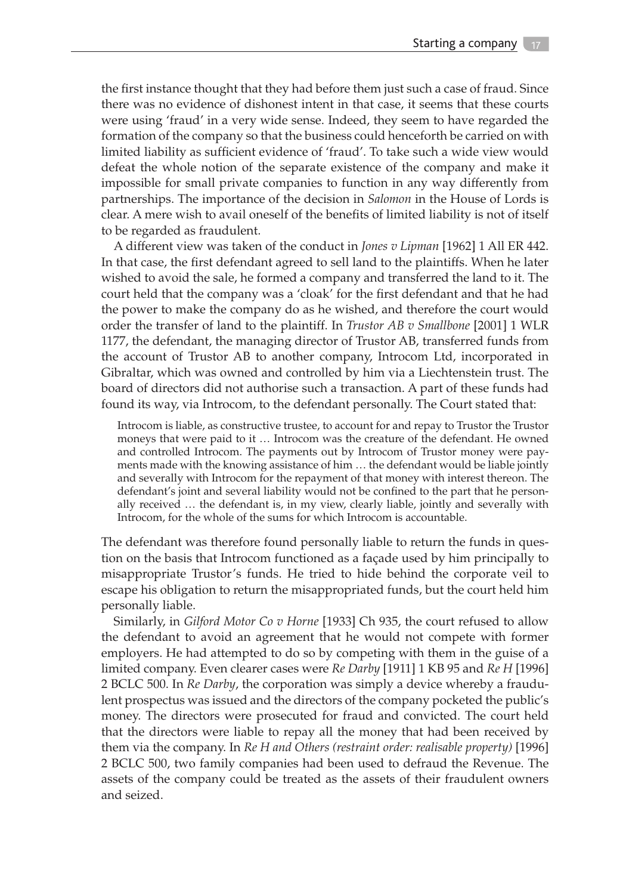the first instance thought that they had before them just such a case of fraud. Since there was no evidence of dishonest intent in that case, it seems that these courts were using 'fraud' in a very wide sense. Indeed, they seem to have regarded the formation of the company so that the business could henceforth be carried on with limited liability as sufficient evidence of 'fraud'. To take such a wide view would defeat the whole notion of the separate existence of the company and make it impossible for small private companies to function in any way differently from partnerships. The importance of the decision in *Salomon* in the House of Lords is clear. A mere wish to avail oneself of the benefits of limited liability is not of itself to be regarded as fraudulent.

A different view was taken of the conduct in *Jones v Lipman* [1962] 1 All ER 442. In that case, the first defendant agreed to sell land to the plaintiffs. When he later wished to avoid the sale, he formed a company and transferred the land to it. The court held that the company was a 'cloak' for the first defendant and that he had the power to make the company do as he wished, and therefore the court would order the transfer of land to the plaintiff. In *Trustor AB v Smallbone* [2001] 1 WLR 1177, the defendant, the managing director of Trustor AB, transferred funds from the account of Trustor AB to another company, Introcom Ltd, incorporated in Gibraltar, which was owned and controlled by him via a Liechtenstein trust. The board of directors did not authorise such a transaction. A part of these funds had found its way, via Introcom, to the defendant personally. The Court stated that:

> Introcom is liable, as constructive trustee, to account for and repay to Trustor the Trustor moneys that were paid to it … Introcom was the creature of the defendant. He owned and controlled Introcom. The payments out by Introcom of Trustor money were payments made with the knowing assistance of him … the defendant would be liable jointly and severally with Introcom for the repayment of that money with interest thereon. The defendant's joint and several liability would not be confined to the part that he personally received … the defendant is, in my view, clearly liable, jointly and severally with Introcom, for the whole of the sums for which Introcom is accountable.

The defendant was therefore found personally liable to return the funds in question on the basis that Introcom functioned as a façade used by him principally to misappropriate Trustor's funds. He tried to hide behind the corporate veil to escape his obligation to return the misappropriated funds, but the court held him personally liable.

Similarly, in *Gilford Motor Co v Horne* [1933] Ch 935, the court refused to allow the defendant to avoid an agreement that he would not compete with former employers. He had attempted to do so by competing with them in the guise of a limited company. Even clearer cases were *Re Darby* [1911] 1 KB 95 and *Re H* [1996] 2 BCLC 500. In *Re Darby*, the corporation was simply a device whereby a fraudulent prospectus was issued and the directors of the company pocketed the public's money. The directors were prosecuted for fraud and convicted. The court held that the directors were liable to repay all the money that had been received by them via the company. In *Re H and Others (restraint order: realisable property)* [1996] 2 BCLC 500, two family companies had been used to defraud the Revenue. The assets of the company could be treated as the assets of their fraudulent owners and seized.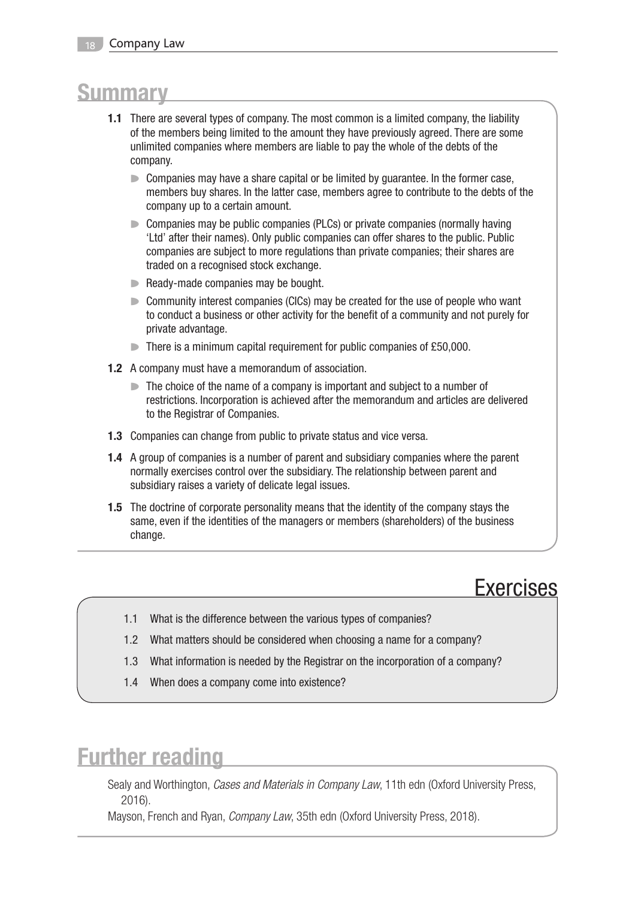## Summary

**1.1** There are several types of company. The most common is a limited company, the liability of the members being limited to the amount they have previously agreed. There are some unlimited companies where members are liable to pay the whole of the debts of the company.

- Companies may have a share capital or be limited by guarantee. In the former case, members buy shares. In the latter case, members agree to contribute to the debts of the company up to a certain amount.
- Companies may be public companies (PLCs) or private companies (normally having 'Ltd' after their names). Only public companies can offer shares to the public. Public companies are subject to more regulations than private companies; their shares are traded on a recognised stock exchange.
- Ready-made companies may be bought.
- Community interest companies (CICs) may be created for the use of people who want to conduct a business or other activity for the benefit of a community and not purely for private advantage.
- There is a minimum capital requirement for public companies of £50,000.

**1.2** A company must have a memorandum of association.

- The choice of the name of a company is important and subject to a number of restrictions. Incorporation is achieved after the memorandum and articles are delivered to the Registrar of Companies.

**1.3** Companies can change from public to private status and vice versa.

**1.4** A group of companies is a number of parent and subsidiary companies where the parent normally exercises control over the subsidiary. The relationship between parent and subsidiary raises a variety of delicate legal issues.

**1.5** The doctrine of corporate personality means that the identity of the company stays the same, even if the identities of the managers or members (shareholders) of the business change.

## Exercises

1.1 What is the difference between the various types of companies?

1.2 What matters should be considered when choosing a name for a company?

1.3 What information is needed by the Registrar on the incorporation of a company?

1.4 When does a company come into existence?

## Further reading

Sealy and Worthington, *Cases and Materials in Company Law*, 11th edn (Oxford University Press, 2016).

Mayson, French and Ryan, *Company Law*, 35th edn (Oxford University Press, 2018).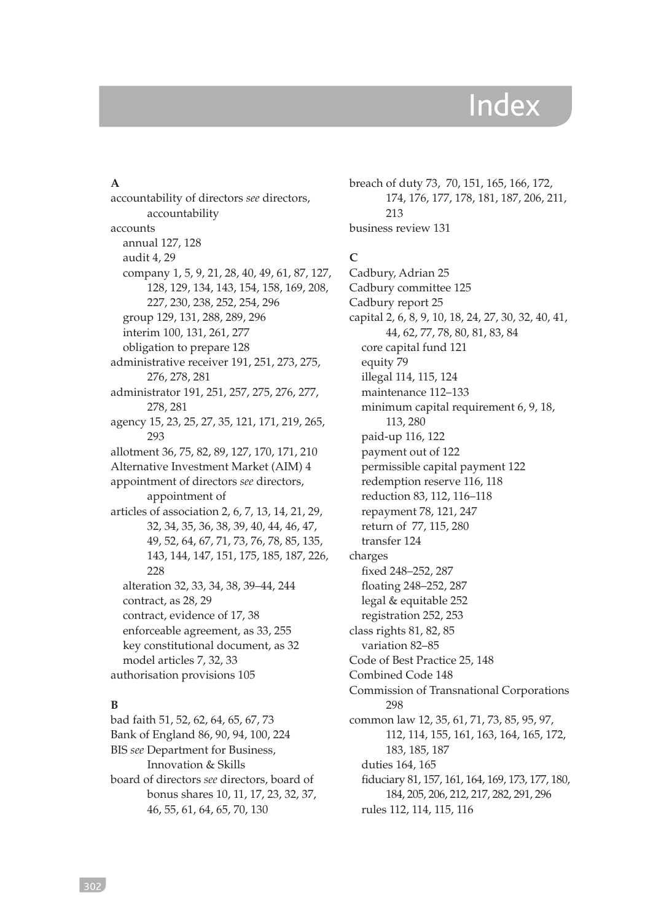# Index

**A**

accountability of directors *see* directors, accountability
accounts
- annual 127, 128
- audit 4, 29
- company 1, 5, 9, 21, 28, 40, 49, 61, 87, 127, 128, 129, 134, 143, 154, 158, 169, 208, 227, 230, 238, 252, 254, 296
- group 129, 131, 288, 289, 296
- interim 100, 131, 261, 277
- obligation to prepare 128

administrative receiver 191, 251, 273, 275, 276, 278, 281
administrator 191, 251, 257, 275, 276, 277, 278, 281
agency 15, 23, 25, 27, 35, 121, 171, 219, 265, 293
allotment 36, 75, 82, 89, 127, 170, 171, 210
Alternative Investment Market (AIM) 4
appointment of directors *see* directors, appointment of
articles of association 2, 6, 7, 13, 14, 21, 29, 32, 34, 35, 36, 38, 39, 40, 44, 46, 47, 49, 52, 64, 67, 71, 73, 76, 78, 85, 135, 143, 144, 147, 151, 175, 185, 187, 226, 228
- alteration 32, 33, 34, 38, 39–44, 244
- contract, as 28, 29
- contract, evidence of 17, 38
- enforceable agreement, as 33, 255
- key constitutional document, as 32
- model articles 7, 32, 33

authorisation provisions 105

**B**

bad faith 51, 52, 62, 64, 65, 67, 73
Bank of England 86, 90, 94, 100, 224
BIS *see* Department for Business, Innovation & Skills
board of directors *see* directors, board of bonus shares 10, 11, 17, 23, 32, 37, 46, 55, 61, 64, 65, 70, 130
breach of duty 73, 70, 151, 165, 166, 172, 174, 176, 177, 178, 181, 187, 206, 211, 213
business review 131

**C**

Cadbury, Adrian 25
Cadbury committee 125
Cadbury report 25
capital 2, 6, 8, 9, 10, 18, 24, 27, 30, 32, 40, 41, 44, 62, 77, 78, 80, 81, 83, 84
- core capital fund 121
- equity 79
- illegal 114, 115, 124
- maintenance 112–133
- minimum capital requirement 6, 9, 18, 113, 280
- paid-up 116, 122
- payment out of 122
- permissible capital payment 122
- redemption reserve 116, 118
- reduction 83, 112, 116–118
- repayment 78, 121, 247
- return of 77, 115, 280
- transfer 124

charges
- fixed 248–252, 287
- floating 248–252, 287
- legal & equitable 252
- registration 252, 253

class rights 81, 82, 85
- variation 82–85

Code of Best Practice 25, 148
Combined Code 148
Commission of Transnational Corporations 298
common law 12, 35, 61, 71, 73, 85, 95, 97, 112, 114, 155, 161, 163, 164, 165, 172, 183, 185, 187
- duties 164, 165
- fiduciary 81, 157, 161, 164, 169, 173, 177, 180, 184, 205, 206, 212, 217, 282, 291, 296
- rules 112, 114, 115, 116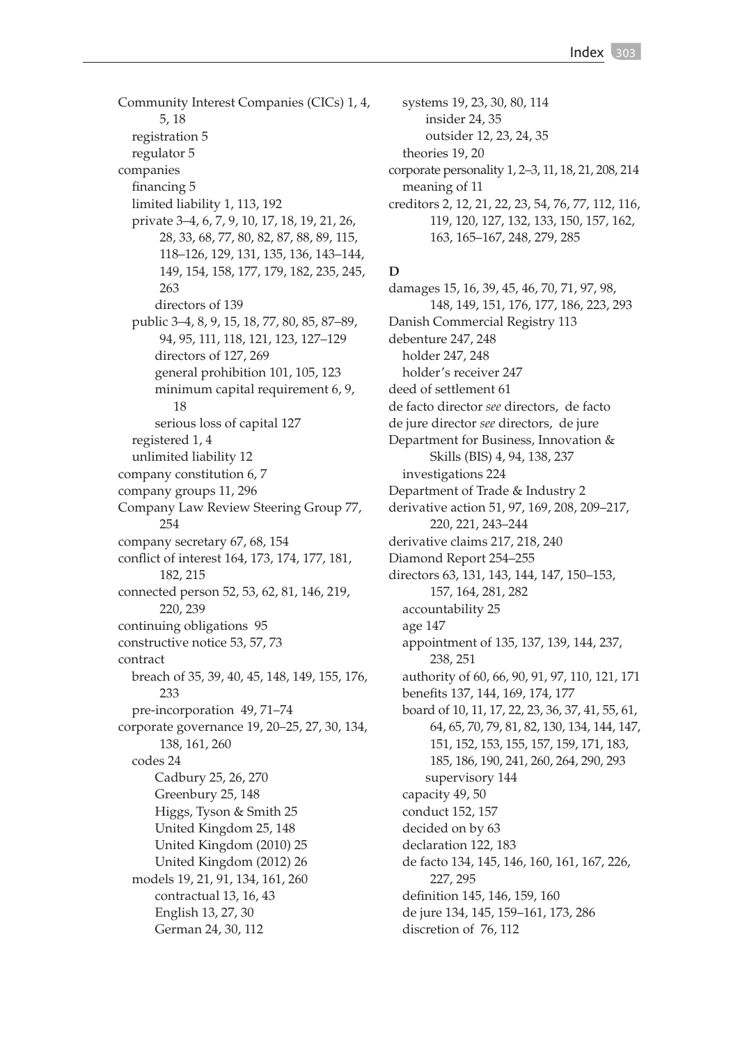Community Interest Companies (CICs) 1, 4, 5, 18
- registration 5
- regulator 5

companies
- financing 5
- limited liability 1, 113, 192
- private 3–4, 6, 7, 9, 10, 17, 18, 19, 21, 26, 28, 33, 68, 77, 80, 82, 87, 88, 89, 115, 118–126, 129, 131, 135, 136, 143–144, 149, 154, 158, 177, 179, 182, 235, 245, 263
  - directors of 139
- public 3–4, 8, 9, 15, 18, 77, 80, 85, 87–89, 94, 95, 111, 118, 121, 123, 127–129
  - directors of 127, 269
  - general prohibition 101, 105, 123
  - minimum capital requirement 6, 9, 18
  - serious loss of capital 127
- registered 1, 4
- unlimited liability 12

company constitution 6, 7

company groups 11, 296

Company Law Review Steering Group 77, 254

company secretary 67, 68, 154

conflict of interest 164, 173, 174, 177, 181, 182, 215

connected person 52, 53, 62, 81, 146, 219, 220, 239

continuing obligations 95

constructive notice 53, 57, 73

contract
- breach of 35, 39, 40, 45, 148, 149, 155, 176, 233
- pre-incorporation 49, 71–74

corporate governance 19, 20–25, 27, 30, 134, 138, 161, 260
- codes 24
  - Cadbury 25, 26, 270
  - Greenbury 25, 148
  - Higgs, Tyson & Smith 25
  - United Kingdom 25, 148
  - United Kingdom (2010) 25
  - United Kingdom (2012) 26
- models 19, 21, 91, 134, 161, 260
  - contractual 13, 16, 43
  - English 13, 27, 30
  - German 24, 30, 112
- systems 19, 23, 30, 80, 114
  - insider 24, 35
  - outsider 12, 23, 24, 35
- theories 19, 20

corporate personality 1, 2–3, 11, 18, 21, 208, 214
- meaning of 11

creditors 2, 12, 21, 22, 23, 54, 76, 77, 112, 116, 119, 120, 127, 132, 133, 150, 157, 162, 163, 165–167, 248, 279, 285

**D**

damages 15, 16, 39, 45, 46, 70, 71, 97, 98, 148, 149, 151, 176, 177, 186, 223, 293

Danish Commercial Registry 113

debenture 247, 248
- holder 247, 248
- holder's receiver 247

deed of settlement 61

de facto director *see* directors, de facto

de jure director *see* directors, de jure

Department for Business, Innovation & Skills (BIS) 4, 94, 138, 237
- investigations 224

Department of Trade & Industry 2

derivative action 51, 97, 169, 208, 209–217, 220, 221, 243–244

derivative claims 217, 218, 240

Diamond Report 254–255

directors 63, 131, 143, 144, 147, 150–153, 157, 164, 281, 282
- accountability 25
- age 147
- appointment of 135, 137, 139, 144, 237, 238, 251
- authority of 60, 66, 90, 91, 97, 110, 121, 171
- benefits 137, 144, 169, 174, 177
- board of 10, 11, 17, 22, 23, 36, 37, 41, 55, 61, 64, 65, 70, 79, 81, 82, 130, 134, 144, 147, 151, 152, 153, 155, 157, 159, 171, 183, 185, 186, 190, 241, 260, 264, 290, 293
  - supervisory 144
- capacity 49, 50
- conduct 152, 157
- decided on by 63
- declaration 122, 183
- de facto 134, 145, 146, 160, 161, 167, 226, 227, 295
- definition 145, 146, 159, 160
- de jure 134, 145, 159–161, 173, 286
- discretion of 76, 112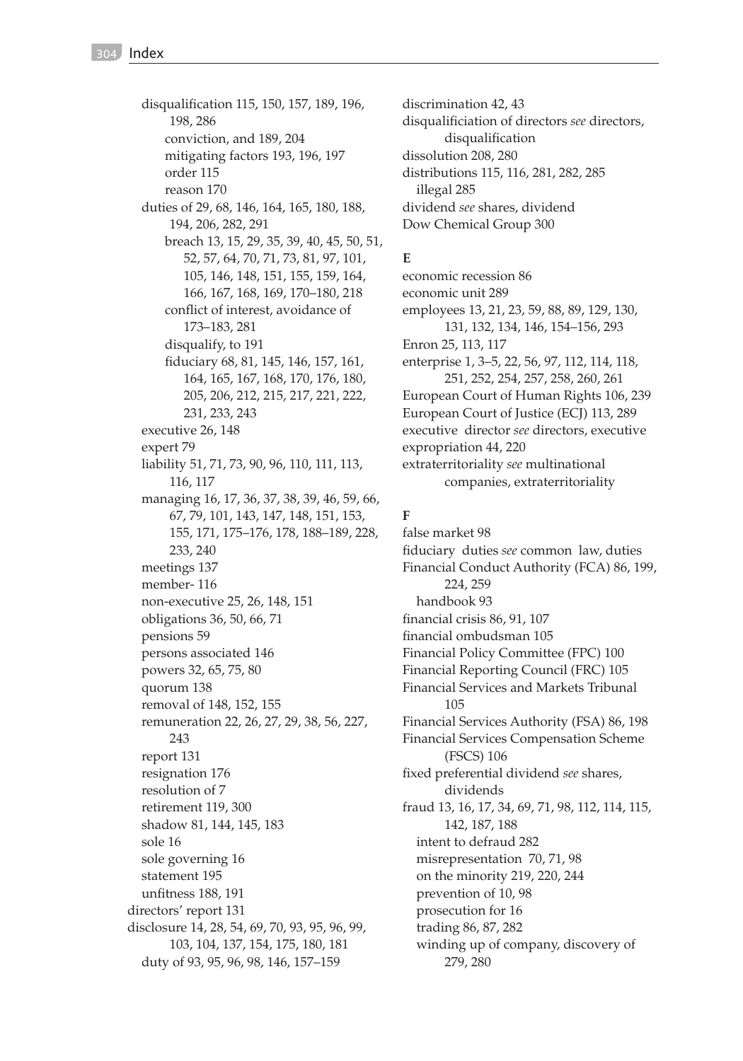disqualification 115, 150, 157, 189, 196, 198, 286
  conviction, and 189, 204
  mitigating factors 193, 196, 197
  order 115
  reason 170
duties of 29, 68, 146, 164, 165, 180, 188, 194, 206, 282, 291
  breach 13, 15, 29, 35, 39, 40, 45, 50, 51, 52, 57, 64, 70, 71, 73, 81, 97, 101, 105, 146, 148, 151, 155, 159, 164, 166, 167, 168, 169, 170–180, 218
  conflict of interest, avoidance of 173–183, 281
  disqualify, to 191
  fiduciary 68, 81, 145, 146, 157, 161, 164, 165, 167, 168, 170, 176, 180, 205, 206, 212, 215, 217, 221, 222, 231, 233, 243
executive 26, 148
expert 79
liability 51, 71, 73, 90, 96, 110, 111, 113, 116, 117
managing 16, 17, 36, 37, 38, 39, 46, 59, 66, 67, 79, 101, 143, 147, 148, 151, 153, 155, 171, 175–176, 178, 188–189, 228, 233, 240
meetings 137
member- 116
non-executive 25, 26, 148, 151
obligations 36, 50, 66, 71
pensions 59
persons associated 146
powers 32, 65, 75, 80
quorum 138
removal of 148, 152, 155
remuneration 22, 26, 27, 29, 38, 56, 227, 243
report 131
resignation 176
resolution of 7
retirement 119, 300
shadow 81, 144, 145, 183
sole 16
sole governing 16
statement 195
unfitness 188, 191

directors' report 131
disclosure 14, 28, 54, 69, 70, 93, 95, 96, 99, 103, 104, 137, 154, 175, 180, 181
  duty of 93, 95, 96, 98, 146, 157–159
discrimination 42, 43
disqualificiation of directors *see* directors, disqualification
dissolution 208, 280
distributions 115, 116, 281, 282, 285
  illegal 285
dividend *see* shares, dividend
Dow Chemical Group 300

**E**

economic recession 86
economic unit 289
employees 13, 21, 23, 59, 88, 89, 129, 130, 131, 132, 134, 146, 154–156, 293
Enron 25, 113, 117
enterprise 1, 3–5, 22, 56, 97, 112, 114, 118, 251, 252, 254, 257, 258, 260, 261
European Court of Human Rights 106, 239
European Court of Justice (ECJ) 113, 289
executive director *see* directors, executive
expropriation 44, 220
extraterritoriality *see* multinational companies, extraterritoriality

**F**

false market 98
fiduciary duties *see* common law, duties
Financial Conduct Authority (FCA) 86, 199, 224, 259
  handbook 93
financial crisis 86, 91, 107
financial ombudsman 105
Financial Policy Committee (FPC) 100
Financial Reporting Council (FRC) 105
Financial Services and Markets Tribunal 105
Financial Services Authority (FSA) 86, 198
Financial Services Compensation Scheme (FSCS) 106
fixed preferential dividend *see* shares, dividends
fraud 13, 16, 17, 34, 69, 71, 98, 112, 114, 115, 142, 187, 188
  intent to defraud 282
  misrepresentation 70, 71, 98
  on the minority 219, 220, 244
  prevention of 10, 98
  prosecution for 16
  trading 86, 87, 282
  winding up of company, discovery of 279, 280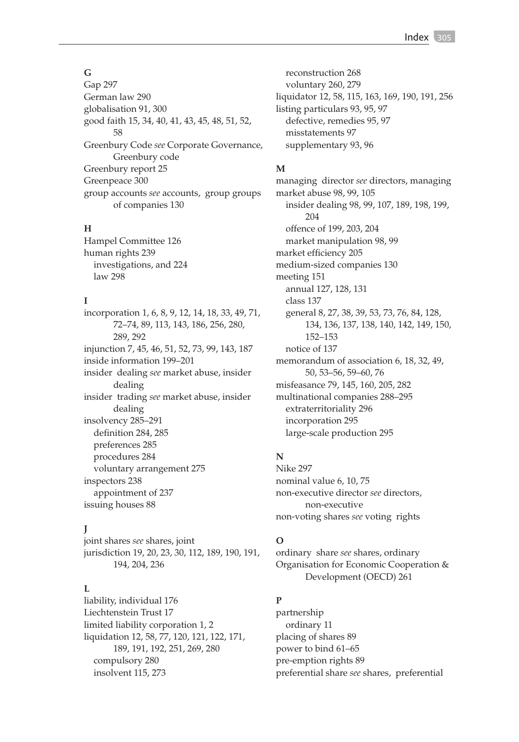**G**

Gap 297
German law 290
globalisation 91, 300
good faith 15, 34, 40, 41, 43, 45, 48, 51, 52, 58
Greenbury Code *see* Corporate Governance, Greenbury code
Greenbury report 25
Greenpeace 300
group accounts *see* accounts, group groups of companies 130

**H**

Hampel Committee 126
human rights 239
  investigations, and 224
  law 298

**I**

incorporation 1, 6, 8, 9, 12, 14, 18, 33, 49, 71, 72–74, 89, 113, 143, 186, 256, 280, 289, 292
injunction 7, 45, 46, 51, 52, 73, 99, 143, 187
inside information 199–201
insider dealing *see* market abuse, insider dealing
insider trading *see* market abuse, insider dealing
insolvency 285–291
  definition 284, 285
  preferences 285
  procedures 284
  voluntary arrangement 275
inspectors 238
  appointment of 237
issuing houses 88

**J**

joint shares *see* shares, joint
jurisdiction 19, 20, 23, 30, 112, 189, 190, 191, 194, 204, 236

**L**

liability, individual 176
Liechtenstein Trust 17
limited liability corporation 1, 2
liquidation 12, 58, 77, 120, 121, 122, 171, 189, 191, 192, 251, 269, 280
  compulsory 280
  insolvent 115, 273
  reconstruction 268
  voluntary 260, 279
liquidator 12, 58, 115, 163, 169, 190, 191, 256
listing particulars 93, 95, 97
  defective, remedies 95, 97
  misstatements 97
  supplementary 93, 96

**M**

managing director *see* directors, managing
market abuse 98, 99, 105
  insider dealing 98, 99, 107, 189, 198, 199, 204
  offence of 199, 203, 204
  market manipulation 98, 99
market efficiency 205
medium-sized companies 130
meeting 151
  annual 127, 128, 131
  class 137
  general 8, 27, 38, 39, 53, 73, 76, 84, 128, 134, 136, 137, 138, 140, 142, 149, 150, 152–153
  notice of 137
memorandum of association 6, 18, 32, 49, 50, 53–56, 59–60, 76
misfeasance 79, 145, 160, 205, 282
multinational companies 288–295
  extraterritoriality 296
  incorporation 295
  large-scale production 295

**N**

Nike 297
nominal value 6, 10, 75
non-executive director *see* directors, non-executive
non-voting shares *see* voting rights

**O**

ordinary share *see* shares, ordinary
Organisation for Economic Cooperation & Development (OECD) 261

**P**

partnership
  ordinary 11
placing of shares 89
power to bind 61–65
pre-emption rights 89
preferential share *see* shares, preferential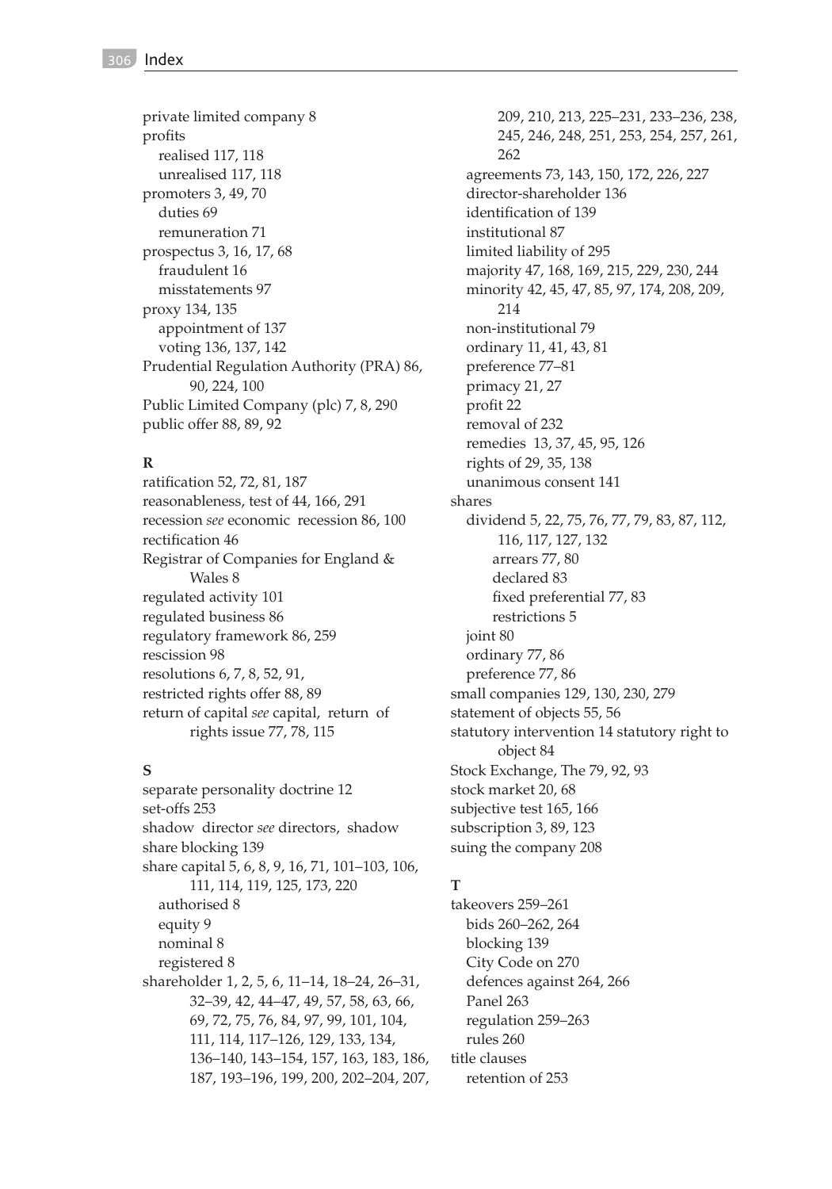private limited company 8
profits
  realised 117, 118
  unrealised 117, 118
promoters 3, 49, 70
  duties 69
  remuneration 71
prospectus 3, 16, 17, 68
  fraudulent 16
  misstatements 97
proxy 134, 135
  appointment of 137
  voting 136, 137, 142
Prudential Regulation Authority (PRA) 86, 90, 224, 100
Public Limited Company (plc) 7, 8, 290
public offer 88, 89, 92

**R**

ratification 52, 72, 81, 187
reasonableness, test of 44, 166, 291
recession *see* economic recession 86, 100
rectification 46
Registrar of Companies for England & Wales 8
regulated activity 101
regulated business 86
regulatory framework 86, 259
rescission 98
resolutions 6, 7, 8, 52, 91,
restricted rights offer 88, 89
return of capital *see* capital, return of rights issue 77, 78, 115

**S**

separate personality doctrine 12
set-offs 253
shadow director *see* directors, shadow
share blocking 139
share capital 5, 6, 8, 9, 16, 71, 101–103, 106, 111, 114, 119, 125, 173, 220
  authorised 8
  equity 9
  nominal 8
  registered 8
shareholder 1, 2, 5, 6, 11–14, 18–24, 26–31, 32–39, 42, 44–47, 49, 57, 58, 63, 66, 69, 72, 75, 76, 84, 97, 99, 101, 104, 111, 114, 117–126, 129, 133, 134, 136–140, 143–154, 157, 163, 183, 186, 187, 193–196, 199, 200, 202–204, 207, 209, 210, 213, 225–231, 233–236, 238, 245, 246, 248, 251, 253, 254, 257, 261, 262
  agreements 73, 143, 150, 172, 226, 227
  director-shareholder 136
  identification of 139
  institutional 87
  limited liability of 295
  majority 47, 168, 169, 215, 229, 230, 244
  minority 42, 45, 47, 85, 97, 174, 208, 209, 214
  non-institutional 79
  ordinary 11, 41, 43, 81
  preference 77–81
  primacy 21, 27
  profit 22
  removal of 232
  remedies 13, 37, 45, 95, 126
  rights of 29, 35, 138
  unanimous consent 141
shares
  dividend 5, 22, 75, 76, 77, 79, 83, 87, 112, 116, 117, 127, 132
    arrears 77, 80
    declared 83
    fixed preferential 77, 83
    restrictions 5
  joint 80
  ordinary 77, 86
  preference 77, 86
small companies 129, 130, 230, 279
statement of objects 55, 56
statutory intervention 14 statutory right to object 84
Stock Exchange, The 79, 92, 93
stock market 20, 68
subjective test 165, 166
subscription 3, 89, 123
suing the company 208

**T**

takeovers 259–261
  bids 260–262, 264
  blocking 139
  City Code on 270
  defences against 264, 266
  Panel 263
  regulation 259–263
  rules 260
title clauses
  retention of 253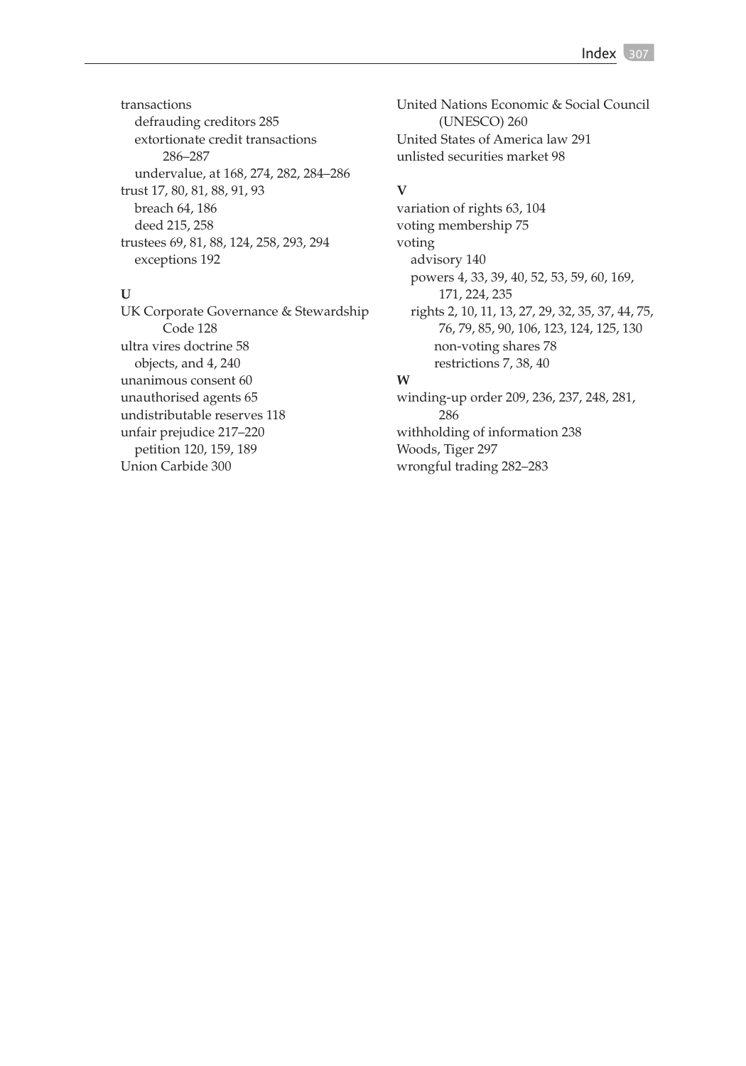transactions
  defrauding creditors 285
  extortionate credit transactions 286–287
  undervalue, at 168, 274, 282, 284–286
trust 17, 80, 81, 88, 91, 93
  breach 64, 186
  deed 215, 258
trustees 69, 81, 88, 124, 258, 293, 294
  exceptions 192

**U**

UK Corporate Governance & Stewardship Code 128
ultra vires doctrine 58
  objects, and 4, 240
unanimous consent 60
unauthorised agents 65
undistributable reserves 118
unfair prejudice 217–220
  petition 120, 159, 189
Union Carbide 300
United Nations Economic & Social Council (UNESCO) 260
United States of America law 291
unlisted securities market 98

**V**

variation of rights 63, 104
voting membership 75
voting
  advisory 140
  powers 4, 33, 39, 40, 52, 53, 59, 60, 169, 171, 224, 235
  rights 2, 10, 11, 13, 27, 29, 32, 35, 37, 44, 75, 76, 79, 85, 90, 106, 123, 124, 125, 130
    non-voting shares 78
    restrictions 7, 38, 40

**W**

winding-up order 209, 236, 237, 248, 281, 286
withholding of information 238
Woods, Tiger 297
wrongful trading 282–283